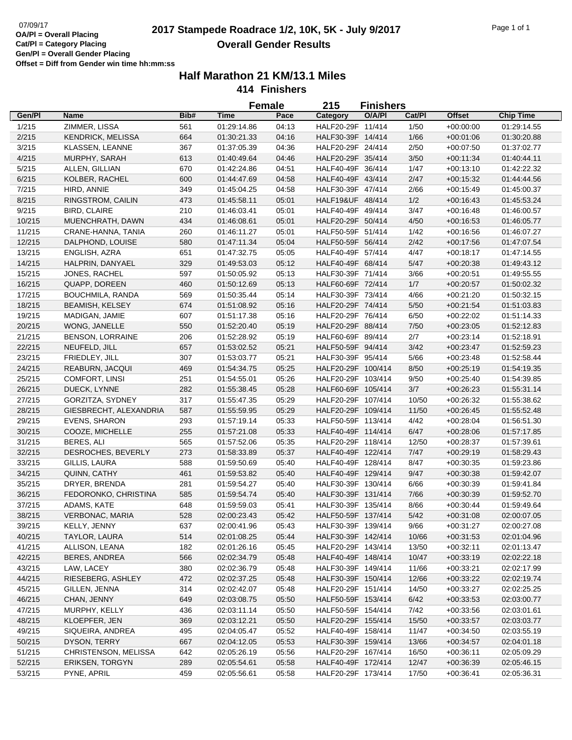07/09/17

**OA/Pl = Overall Placing**
**Cat/Pl = Category Placing**
**Gen/Pl = Overall Gender Placing**
**Offset = Diff from Gender win time hh:mm:ss**

# 2017 Stampede Roadrace 1/2, 10K, 5K - July 9/2017
## Overall Gender Results

### Half Marathon 21 KM/13.1 Miles
**414 Finishers**

**Female 215 Finishers**

| Gen/Pl | Name | Bib# | Time | Pace | Category | O/A/Pl | Cat/Pl | Offset | Chip Time |
|---|---|---|---|---|---|---|---|---|---|
| 1/215 | ZIMMER, LISSA | 561 | 01:29:14.86 | 04:13 | HALF20-29F | 11/414 | 1/50 | +00:00:00 | 01:29:14.55 |
| 2/215 | KENDRICK, MELISSA | 664 | 01:30:21.33 | 04:16 | HALF30-39F | 14/414 | 1/66 | +00:01:06 | 01:30:20.88 |
| 3/215 | KLASSEN, LEANNE | 367 | 01:37:05.39 | 04:36 | HALF20-29F | 24/414 | 2/50 | +00:07:50 | 01:37:02.77 |
| 4/215 | MURPHY, SARAH | 613 | 01:40:49.64 | 04:46 | HALF20-29F | 35/414 | 3/50 | +00:11:34 | 01:40:44.11 |
| 5/215 | ALLEN, GILLIAN | 670 | 01:42:24.86 | 04:51 | HALF40-49F | 36/414 | 1/47 | +00:13:10 | 01:42:22.32 |
| 6/215 | KOLBER, RACHEL | 600 | 01:44:47.69 | 04:58 | HALF40-49F | 43/414 | 2/47 | +00:15:32 | 01:44:44.56 |
| 7/215 | HIRD, ANNIE | 349 | 01:45:04.25 | 04:58 | HALF30-39F | 47/414 | 2/66 | +00:15:49 | 01:45:00.37 |
| 8/215 | RINGSTROM, CAILIN | 473 | 01:45:58.11 | 05:01 | HALF19&UF | 48/414 | 1/2 | +00:16:43 | 01:45:53.24 |
| 9/215 | BIRD, CLAIRE | 210 | 01:46:03.41 | 05:01 | HALF40-49F | 49/414 | 3/47 | +00:16:48 | 01:46:00.57 |
| 10/215 | MUENCHRATH, DAWN | 434 | 01:46:08.61 | 05:01 | HALF20-29F | 50/414 | 4/50 | +00:16:53 | 01:46:05.77 |
| 11/215 | CRANE-HANNA, TANIA | 260 | 01:46:11.27 | 05:01 | HALF50-59F | 51/414 | 1/42 | +00:16:56 | 01:46:07.27 |
| 12/215 | DALPHOND, LOUISE | 580 | 01:47:11.34 | 05:04 | HALF50-59F | 56/414 | 2/42 | +00:17:56 | 01:47:07.54 |
| 13/215 | ENGLISH, AZRA | 651 | 01:47:32.75 | 05:05 | HALF40-49F | 57/414 | 4/47 | +00:18:17 | 01:47:14.55 |
| 14/215 | HALPRIN, DANYAEL | 329 | 01:49:53.03 | 05:12 | HALF40-49F | 68/414 | 5/47 | +00:20:38 | 01:49:43.12 |
| 15/215 | JONES, RACHEL | 597 | 01:50:05.92 | 05:13 | HALF30-39F | 71/414 | 3/66 | +00:20:51 | 01:49:55.55 |
| 16/215 | QUAPP, DOREEN | 460 | 01:50:12.69 | 05:13 | HALF60-69F | 72/414 | 1/7 | +00:20:57 | 01:50:02.32 |
| 17/215 | BOUCHMILA, RANDA | 569 | 01:50:35.44 | 05:14 | HALF30-39F | 73/414 | 4/66 | +00:21:20 | 01:50:32.15 |
| 18/215 | BEAMISH, KELSEY | 674 | 01:51:08.92 | 05:16 | HALF20-29F | 74/414 | 5/50 | +00:21:54 | 01:51:03.83 |
| 19/215 | MADIGAN, JAMIE | 607 | 01:51:17.38 | 05:16 | HALF20-29F | 76/414 | 6/50 | +00:22:02 | 01:51:14.33 |
| 20/215 | WONG, JANELLE | 550 | 01:52:20.40 | 05:19 | HALF20-29F | 88/414 | 7/50 | +00:23:05 | 01:52:12.83 |
| 21/215 | BENSON, LORRAINE | 206 | 01:52:28.92 | 05:19 | HALF60-69F | 89/414 | 2/7 | +00:23:14 | 01:52:18.91 |
| 22/215 | NEUFELD, JILL | 657 | 01:53:02.52 | 05:21 | HALF50-59F | 94/414 | 3/42 | +00:23:47 | 01:52:59.23 |
| 23/215 | FRIEDLEY, JILL | 307 | 01:53:03.77 | 05:21 | HALF30-39F | 95/414 | 5/66 | +00:23:48 | 01:52:58.44 |
| 24/215 | REABURN, JACQUI | 469 | 01:54:34.75 | 05:25 | HALF20-29F | 100/414 | 8/50 | +00:25:19 | 01:54:19.35 |
| 25/215 | COMFORT, LINSI | 251 | 01:54:55.01 | 05:26 | HALF20-29F | 103/414 | 9/50 | +00:25:40 | 01:54:39.85 |
| 26/215 | DUECK, LYNNE | 282 | 01:55:38.45 | 05:28 | HALF60-69F | 105/414 | 3/7 | +00:26:23 | 01:55:31.14 |
| 27/215 | GORZITZA, SYDNEY | 317 | 01:55:47.35 | 05:29 | HALF20-29F | 107/414 | 10/50 | +00:26:32 | 01:55:38.62 |
| 28/215 | GIESBRECHT, ALEXANDRIA | 587 | 01:55:59.95 | 05:29 | HALF20-29F | 109/414 | 11/50 | +00:26:45 | 01:55:52.48 |
| 29/215 | EVENS, SHARON | 293 | 01:57:19.14 | 05:33 | HALF50-59F | 113/414 | 4/42 | +00:28:04 | 01:56:51.30 |
| 30/215 | COOZE, MICHELLE | 255 | 01:57:21.08 | 05:33 | HALF40-49F | 114/414 | 6/47 | +00:28:06 | 01:57:17.85 |
| 31/215 | BERES, ALI | 565 | 01:57:52.06 | 05:35 | HALF20-29F | 118/414 | 12/50 | +00:28:37 | 01:57:39.61 |
| 32/215 | DESROCHES, BEVERLY | 273 | 01:58:33.89 | 05:37 | HALF40-49F | 122/414 | 7/47 | +00:29:19 | 01:58:29.43 |
| 33/215 | GILLIS, LAURA | 588 | 01:59:50.69 | 05:40 | HALF40-49F | 128/414 | 8/47 | +00:30:35 | 01:59:23.86 |
| 34/215 | QUINN, CATHY | 461 | 01:59:53.82 | 05:40 | HALF40-49F | 129/414 | 9/47 | +00:30:38 | 01:59:42.07 |
| 35/215 | DRYER, BRENDA | 281 | 01:59:54.27 | 05:40 | HALF30-39F | 130/414 | 6/66 | +00:30:39 | 01:59:41.84 |
| 36/215 | FEDORONKO, CHRISTINA | 585 | 01:59:54.74 | 05:40 | HALF30-39F | 131/414 | 7/66 | +00:30:39 | 01:59:52.70 |
| 37/215 | ADAMS, KATE | 648 | 01:59:59.03 | 05:41 | HALF30-39F | 135/414 | 8/66 | +00:30:44 | 01:59:49.64 |
| 38/215 | VERBONAC, MARIA | 528 | 02:00:23.43 | 05:42 | HALF50-59F | 137/414 | 5/42 | +00:31:08 | 02:00:07.05 |
| 39/215 | KELLY, JENNY | 637 | 02:00:41.96 | 05:43 | HALF30-39F | 139/414 | 9/66 | +00:31:27 | 02:00:27.08 |
| 40/215 | TAYLOR, LAURA | 514 | 02:01:08.25 | 05:44 | HALF30-39F | 142/414 | 10/66 | +00:31:53 | 02:01:04.96 |
| 41/215 | ALLISON, LEANA | 182 | 02:01:26.16 | 05:45 | HALF20-29F | 143/414 | 13/50 | +00:32:11 | 02:01:13.47 |
| 42/215 | BERES, ANDREA | 566 | 02:02:34.79 | 05:48 | HALF40-49F | 148/414 | 10/47 | +00:33:19 | 02:02:22.18 |
| 43/215 | LAW, LACEY | 380 | 02:02:36.79 | 05:48 | HALF30-39F | 149/414 | 11/66 | +00:33:21 | 02:02:17.99 |
| 44/215 | RIESEBERG, ASHLEY | 472 | 02:02:37.25 | 05:48 | HALF30-39F | 150/414 | 12/66 | +00:33:22 | 02:02:19.74 |
| 45/215 | GILLEN, JENNA | 314 | 02:02:42.07 | 05:48 | HALF20-29F | 151/414 | 14/50 | +00:33:27 | 02:02:25.25 |
| 46/215 | CHAN, JENNY | 649 | 02:03:08.75 | 05:50 | HALF50-59F | 153/414 | 6/42 | +00:33:53 | 02:03:00.77 |
| 47/215 | MURPHY, KELLY | 436 | 02:03:11.14 | 05:50 | HALF50-59F | 154/414 | 7/42 | +00:33:56 | 02:03:01.61 |
| 48/215 | KLOEPFER, JEN | 369 | 02:03:12.21 | 05:50 | HALF20-29F | 155/414 | 15/50 | +00:33:57 | 02:03:03.77 |
| 49/215 | SIQUEIRA, ANDREA | 495 | 02:04:05.47 | 05:52 | HALF40-49F | 158/414 | 11/47 | +00:34:50 | 02:03:55.19 |
| 50/215 | DYSON, TERRY | 667 | 02:04:12.05 | 05:53 | HALF30-39F | 159/414 | 13/66 | +00:34:57 | 02:04:01.18 |
| 51/215 | CHRISTENSON, MELISSA | 642 | 02:05:26.19 | 05:56 | HALF20-29F | 167/414 | 16/50 | +00:36:11 | 02:05:09.29 |
| 52/215 | ERIKSEN, TORGYN | 289 | 02:05:54.61 | 05:58 | HALF40-49F | 172/414 | 12/47 | +00:36:39 | 02:05:46.15 |
| 53/215 | PYNE, APRIL | 459 | 02:05:56.61 | 05:58 | HALF20-29F | 173/414 | 17/50 | +00:36:41 | 02:05:36.31 |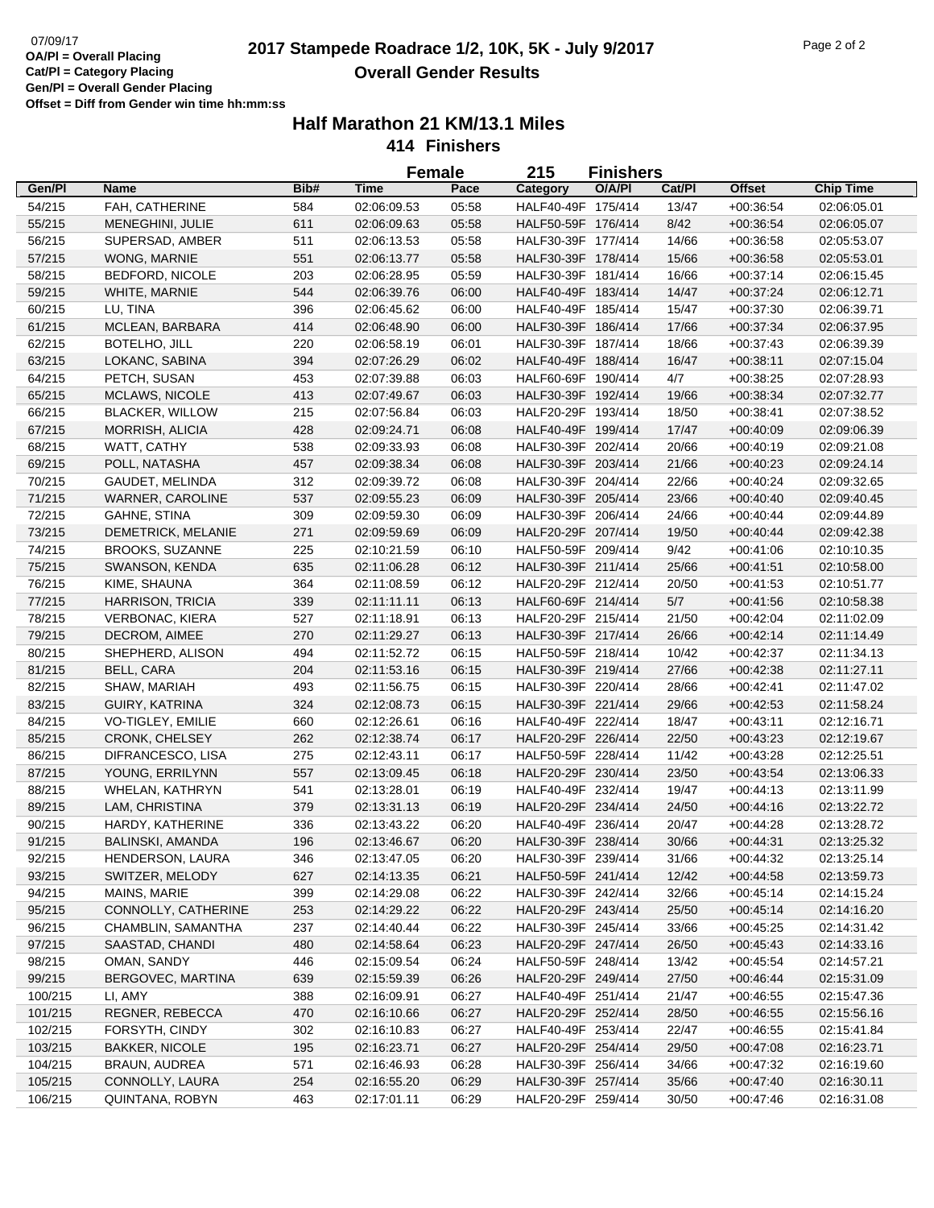07/09/17

**OA/Pl = Overall Placing**
**Cat/Pl = Category Placing**
**Gen/Pl = Overall Gender Placing**
**Offset = Diff from Gender win time hh:mm:ss**

# 2017 Stampede Roadrace 1/2, 10K, 5K - July 9/2017

## Overall Gender Results

### Half Marathon 21 KM/13.1 Miles

**414 Finishers**

**Female 215 Finishers**

| Gen/Pl | Name | Bib# | Time | Pace | Category | O/A/Pl | Cat/Pl | Offset | Chip Time |
|---|---|---|---|---|---|---|---|---|---|
| 54/215 | FAH, CATHERINE | 584 | 02:06:09.53 | 05:58 | HALF40-49F | 175/414 | 13/47 | +00:36:54 | 02:06:05.01 |
| 55/215 | MENEGHINI, JULIE | 611 | 02:06:09.63 | 05:58 | HALF50-59F | 176/414 | 8/42 | +00:36:54 | 02:06:05.07 |
| 56/215 | SUPERSAD, AMBER | 511 | 02:06:13.53 | 05:58 | HALF30-39F | 177/414 | 14/66 | +00:36:58 | 02:05:53.07 |
| 57/215 | WONG, MARNIE | 551 | 02:06:13.77 | 05:58 | HALF30-39F | 178/414 | 15/66 | +00:36:58 | 02:05:53.01 |
| 58/215 | BEDFORD, NICOLE | 203 | 02:06:28.95 | 05:59 | HALF30-39F | 181/414 | 16/66 | +00:37:14 | 02:06:15.45 |
| 59/215 | WHITE, MARNIE | 544 | 02:06:39.76 | 06:00 | HALF40-49F | 183/414 | 14/47 | +00:37:24 | 02:06:12.71 |
| 60/215 | LU, TINA | 396 | 02:06:45.62 | 06:00 | HALF40-49F | 185/414 | 15/47 | +00:37:30 | 02:06:39.71 |
| 61/215 | MCLEAN, BARBARA | 414 | 02:06:48.90 | 06:00 | HALF30-39F | 186/414 | 17/66 | +00:37:34 | 02:06:37.95 |
| 62/215 | BOTELHO, JILL | 220 | 02:06:58.19 | 06:01 | HALF30-39F | 187/414 | 18/66 | +00:37:43 | 02:06:39.39 |
| 63/215 | LOKANC, SABINA | 394 | 02:07:26.29 | 06:02 | HALF40-49F | 188/414 | 16/47 | +00:38:11 | 02:07:15.04 |
| 64/215 | PETCH, SUSAN | 453 | 02:07:39.88 | 06:03 | HALF60-69F | 190/414 | 4/7 | +00:38:25 | 02:07:28.93 |
| 65/215 | MCLAWS, NICOLE | 413 | 02:07:49.67 | 06:03 | HALF30-39F | 192/414 | 19/66 | +00:38:34 | 02:07:32.77 |
| 66/215 | BLACKER, WILLOW | 215 | 02:07:56.84 | 06:03 | HALF20-29F | 193/414 | 18/50 | +00:38:41 | 02:07:38.52 |
| 67/215 | MORRISH, ALICIA | 428 | 02:09:24.71 | 06:08 | HALF40-49F | 199/414 | 17/47 | +00:40:09 | 02:09:06.39 |
| 68/215 | WATT, CATHY | 538 | 02:09:33.93 | 06:08 | HALF30-39F | 202/414 | 20/66 | +00:40:19 | 02:09:21.08 |
| 69/215 | POLL, NATASHA | 457 | 02:09:38.34 | 06:08 | HALF30-39F | 203/414 | 21/66 | +00:40:23 | 02:09:24.14 |
| 70/215 | GAUDET, MELINDA | 312 | 02:09:39.72 | 06:08 | HALF30-39F | 204/414 | 22/66 | +00:40:24 | 02:09:32.65 |
| 71/215 | WARNER, CAROLINE | 537 | 02:09:55.23 | 06:09 | HALF30-39F | 205/414 | 23/66 | +00:40:40 | 02:09:40.45 |
| 72/215 | GAHNE, STINA | 309 | 02:09:59.30 | 06:09 | HALF30-39F | 206/414 | 24/66 | +00:40:44 | 02:09:44.89 |
| 73/215 | DEMETRICK, MELANIE | 271 | 02:09:59.69 | 06:09 | HALF20-29F | 207/414 | 19/50 | +00:40:44 | 02:09:42.38 |
| 74/215 | BROOKS, SUZANNE | 225 | 02:10:21.59 | 06:10 | HALF50-59F | 209/414 | 9/42 | +00:41:06 | 02:10:10.35 |
| 75/215 | SWANSON, KENDA | 635 | 02:11:06.28 | 06:12 | HALF30-39F | 211/414 | 25/66 | +00:41:51 | 02:10:58.00 |
| 76/215 | KIME, SHAUNA | 364 | 02:11:08.59 | 06:12 | HALF20-29F | 212/414 | 20/50 | +00:41:53 | 02:10:51.77 |
| 77/215 | HARRISON, TRICIA | 339 | 02:11:11.11 | 06:13 | HALF60-69F | 214/414 | 5/7 | +00:41:56 | 02:10:58.38 |
| 78/215 | VERBONAC, KIERA | 527 | 02:11:18.91 | 06:13 | HALF20-29F | 215/414 | 21/50 | +00:42:04 | 02:11:02.09 |
| 79/215 | DECROM, AIMEE | 270 | 02:11:29.27 | 06:13 | HALF30-39F | 217/414 | 26/66 | +00:42:14 | 02:11:14.49 |
| 80/215 | SHEPHERD, ALISON | 494 | 02:11:52.72 | 06:15 | HALF50-59F | 218/414 | 10/42 | +00:42:37 | 02:11:34.13 |
| 81/215 | BELL, CARA | 204 | 02:11:53.16 | 06:15 | HALF30-39F | 219/414 | 27/66 | +00:42:38 | 02:11:27.11 |
| 82/215 | SHAW, MARIAH | 493 | 02:11:56.75 | 06:15 | HALF30-39F | 220/414 | 28/66 | +00:42:41 | 02:11:47.02 |
| 83/215 | GUIRY, KATRINA | 324 | 02:12:08.73 | 06:15 | HALF30-39F | 221/414 | 29/66 | +00:42:53 | 02:11:58.24 |
| 84/215 | VO-TIGLEY, EMILIE | 660 | 02:12:26.61 | 06:16 | HALF40-49F | 222/414 | 18/47 | +00:43:11 | 02:12:16.71 |
| 85/215 | CRONK, CHELSEY | 262 | 02:12:38.74 | 06:17 | HALF20-29F | 226/414 | 22/50 | +00:43:23 | 02:12:19.67 |
| 86/215 | DIFRANCESCO, LISA | 275 | 02:12:43.11 | 06:17 | HALF50-59F | 228/414 | 11/42 | +00:43:28 | 02:12:25.51 |
| 87/215 | YOUNG, ERRILYNN | 557 | 02:13:09.45 | 06:18 | HALF20-29F | 230/414 | 23/50 | +00:43:54 | 02:13:06.33 |
| 88/215 | WHELAN, KATHRYN | 541 | 02:13:28.01 | 06:19 | HALF40-49F | 232/414 | 19/47 | +00:44:13 | 02:13:11.99 |
| 89/215 | LAM, CHRISTINA | 379 | 02:13:31.13 | 06:19 | HALF20-29F | 234/414 | 24/50 | +00:44:16 | 02:13:22.72 |
| 90/215 | HARDY, KATHERINE | 336 | 02:13:43.22 | 06:20 | HALF40-49F | 236/414 | 20/47 | +00:44:28 | 02:13:28.72 |
| 91/215 | BALINSKI, AMANDA | 196 | 02:13:46.67 | 06:20 | HALF30-39F | 238/414 | 30/66 | +00:44:31 | 02:13:25.32 |
| 92/215 | HENDERSON, LAURA | 346 | 02:13:47.05 | 06:20 | HALF30-39F | 239/414 | 31/66 | +00:44:32 | 02:13:25.14 |
| 93/215 | SWITZER, MELODY | 627 | 02:14:13.35 | 06:21 | HALF50-59F | 241/414 | 12/42 | +00:44:58 | 02:13:59.73 |
| 94/215 | MAINS, MARIE | 399 | 02:14:29.08 | 06:22 | HALF30-39F | 242/414 | 32/66 | +00:45:14 | 02:14:15.24 |
| 95/215 | CONNOLLY, CATHERINE | 253 | 02:14:29.22 | 06:22 | HALF20-29F | 243/414 | 25/50 | +00:45:14 | 02:14:16.20 |
| 96/215 | CHAMBLIN, SAMANTHA | 237 | 02:14:40.44 | 06:22 | HALF30-39F | 245/414 | 33/66 | +00:45:25 | 02:14:31.42 |
| 97/215 | SAASTAD, CHANDI | 480 | 02:14:58.64 | 06:23 | HALF20-29F | 247/414 | 26/50 | +00:45:43 | 02:14:33.16 |
| 98/215 | OMAN, SANDY | 446 | 02:15:09.54 | 06:24 | HALF50-59F | 248/414 | 13/42 | +00:45:54 | 02:14:57.21 |
| 99/215 | BERGOVEC, MARTINA | 639 | 02:15:59.39 | 06:26 | HALF20-29F | 249/414 | 27/50 | +00:46:44 | 02:15:31.09 |
| 100/215 | LI, AMY | 388 | 02:16:09.91 | 06:27 | HALF40-49F | 251/414 | 21/47 | +00:46:55 | 02:15:47.36 |
| 101/215 | REGNER, REBECCA | 470 | 02:16:10.66 | 06:27 | HALF20-29F | 252/414 | 28/50 | +00:46:55 | 02:15:56.16 |
| 102/215 | FORSYTH, CINDY | 302 | 02:16:10.83 | 06:27 | HALF40-49F | 253/414 | 22/47 | +00:46:55 | 02:15:41.84 |
| 103/215 | BAKKER, NICOLE | 195 | 02:16:23.71 | 06:27 | HALF20-29F | 254/414 | 29/50 | +00:47:08 | 02:16:23.71 |
| 104/215 | BRAUN, AUDREA | 571 | 02:16:46.93 | 06:28 | HALF30-39F | 256/414 | 34/66 | +00:47:32 | 02:16:19.60 |
| 105/215 | CONNOLLY, LAURA | 254 | 02:16:55.20 | 06:29 | HALF30-39F | 257/414 | 35/66 | +00:47:40 | 02:16:30.11 |
| 106/215 | QUINTANA, ROBYN | 463 | 02:17:01.11 | 06:29 | HALF20-29F | 259/414 | 30/50 | +00:47:46 | 02:16:31.08 |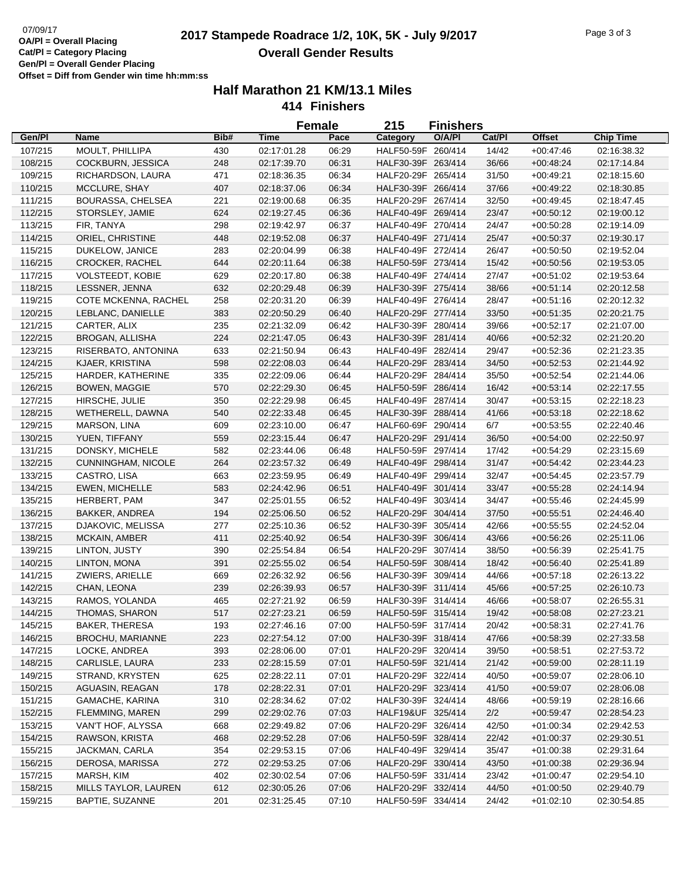# 2017 Stampede Roadrace 1/2, 10K, 5K - July 9/2017

## Overall Gender Results

07/09/17

**OA/Pl = Overall Placing**
**Cat/Pl = Category Placing**
**Gen/Pl = Overall Gender Placing**
**Offset = Diff from Gender win time hh:mm:ss**

### Half Marathon 21 KM/13.1 Miles

**414 Finishers**

**Female 215 Finishers**

| Gen/Pl | Name | Bib# | Time | Pace | Category | O/A/Pl | Cat/Pl | Offset | Chip Time |
|---|---|---|---|---|---|---|---|---|---|
| 107/215 | MOULT, PHILLIPA | 430 | 02:17:01.28 | 06:29 | HALF50-59F | 260/414 | 14/42 | +00:47:46 | 02:16:38.32 |
| 108/215 | COCKBURN, JESSICA | 248 | 02:17:39.70 | 06:31 | HALF30-39F | 263/414 | 36/66 | +00:48:24 | 02:17:14.84 |
| 109/215 | RICHARDSON, LAURA | 471 | 02:18:36.35 | 06:34 | HALF20-29F | 265/414 | 31/50 | +00:49:21 | 02:18:15.60 |
| 110/215 | MCCLURE, SHAY | 407 | 02:18:37.06 | 06:34 | HALF30-39F | 266/414 | 37/66 | +00:49:22 | 02:18:30.85 |
| 111/215 | BOURASSA, CHELSEA | 221 | 02:19:00.68 | 06:35 | HALF20-29F | 267/414 | 32/50 | +00:49:45 | 02:18:47.45 |
| 112/215 | STORSLEY, JAMIE | 624 | 02:19:27.45 | 06:36 | HALF40-49F | 269/414 | 23/47 | +00:50:12 | 02:19:00.12 |
| 113/215 | FIR, TANYA | 298 | 02:19:42.97 | 06:37 | HALF40-49F | 270/414 | 24/47 | +00:50:28 | 02:19:14.09 |
| 114/215 | ORIEL, CHRISTINE | 448 | 02:19:52.08 | 06:37 | HALF40-49F | 271/414 | 25/47 | +00:50:37 | 02:19:30.17 |
| 115/215 | DUKELOW, JANICE | 283 | 02:20:04.99 | 06:38 | HALF40-49F | 272/414 | 26/47 | +00:50:50 | 02:19:52.04 |
| 116/215 | CROCKER, RACHEL | 644 | 02:20:11.64 | 06:38 | HALF50-59F | 273/414 | 15/42 | +00:50:56 | 02:19:53.05 |
| 117/215 | VOLSTEEDT, KOBIE | 629 | 02:20:17.80 | 06:38 | HALF40-49F | 274/414 | 27/47 | +00:51:02 | 02:19:53.64 |
| 118/215 | LESSNER, JENNA | 632 | 02:20:29.48 | 06:39 | HALF30-39F | 275/414 | 38/66 | +00:51:14 | 02:20:12.58 |
| 119/215 | COTE MCKENNA, RACHEL | 258 | 02:20:31.20 | 06:39 | HALF40-49F | 276/414 | 28/47 | +00:51:16 | 02:20:12.32 |
| 120/215 | LEBLANC, DANIELLE | 383 | 02:20:50.29 | 06:40 | HALF20-29F | 277/414 | 33/50 | +00:51:35 | 02:20:21.75 |
| 121/215 | CARTER, ALIX | 235 | 02:21:32.09 | 06:42 | HALF30-39F | 280/414 | 39/66 | +00:52:17 | 02:21:07.00 |
| 122/215 | BROGAN, ALLISHA | 224 | 02:21:47.05 | 06:43 | HALF30-39F | 281/414 | 40/66 | +00:52:32 | 02:21:20.20 |
| 123/215 | RISERBATO, ANTONINA | 633 | 02:21:50.94 | 06:43 | HALF40-49F | 282/414 | 29/47 | +00:52:36 | 02:21:23.35 |
| 124/215 | KJAER, KRISTINA | 598 | 02:22:08.03 | 06:44 | HALF20-29F | 283/414 | 34/50 | +00:52:53 | 02:21:44.92 |
| 125/215 | HARDER, KATHERINE | 335 | 02:22:09.06 | 06:44 | HALF20-29F | 284/414 | 35/50 | +00:52:54 | 02:21:44.06 |
| 126/215 | BOWEN, MAGGIE | 570 | 02:22:29.30 | 06:45 | HALF50-59F | 286/414 | 16/42 | +00:53:14 | 02:22:17.55 |
| 127/215 | HIRSCHE, JULIE | 350 | 02:22:29.98 | 06:45 | HALF40-49F | 287/414 | 30/47 | +00:53:15 | 02:22:18.23 |
| 128/215 | WETHERELL, DAWNA | 540 | 02:22:33.48 | 06:45 | HALF30-39F | 288/414 | 41/66 | +00:53:18 | 02:22:18.62 |
| 129/215 | MARSON, LINA | 609 | 02:23:10.00 | 06:47 | HALF60-69F | 290/414 | 6/7 | +00:53:55 | 02:22:40.46 |
| 130/215 | YUEN, TIFFANY | 559 | 02:23:15.44 | 06:47 | HALF20-29F | 291/414 | 36/50 | +00:54:00 | 02:22:50.97 |
| 131/215 | DONSKY, MICHELE | 582 | 02:23:44.06 | 06:48 | HALF50-59F | 297/414 | 17/42 | +00:54:29 | 02:23:15.69 |
| 132/215 | CUNNINGHAM, NICOLE | 264 | 02:23:57.32 | 06:49 | HALF40-49F | 298/414 | 31/47 | +00:54:42 | 02:23:44.23 |
| 133/215 | CASTRO, LISA | 663 | 02:23:59.95 | 06:49 | HALF40-49F | 299/414 | 32/47 | +00:54:45 | 02:23:57.79 |
| 134/215 | EWEN, MICHELLE | 583 | 02:24:42.96 | 06:51 | HALF40-49F | 301/414 | 33/47 | +00:55:28 | 02:24:14.94 |
| 135/215 | HERBERT, PAM | 347 | 02:25:01.55 | 06:52 | HALF40-49F | 303/414 | 34/47 | +00:55:46 | 02:24:45.99 |
| 136/215 | BAKKER, ANDREA | 194 | 02:25:06.50 | 06:52 | HALF20-29F | 304/414 | 37/50 | +00:55:51 | 02:24:46.40 |
| 137/215 | DJAKOVIC, MELISSA | 277 | 02:25:10.36 | 06:52 | HALF30-39F | 305/414 | 42/66 | +00:55:55 | 02:24:52.04 |
| 138/215 | MCKAIN, AMBER | 411 | 02:25:40.92 | 06:54 | HALF30-39F | 306/414 | 43/66 | +00:56:26 | 02:25:11.06 |
| 139/215 | LINTON, JUSTY | 390 | 02:25:54.84 | 06:54 | HALF20-29F | 307/414 | 38/50 | +00:56:39 | 02:25:41.75 |
| 140/215 | LINTON, MONA | 391 | 02:25:55.02 | 06:54 | HALF50-59F | 308/414 | 18/42 | +00:56:40 | 02:25:41.89 |
| 141/215 | ZWIERS, ARIELLE | 669 | 02:26:32.92 | 06:56 | HALF30-39F | 309/414 | 44/66 | +00:57:18 | 02:26:13.22 |
| 142/215 | CHAN, LEONA | 239 | 02:26:39.93 | 06:57 | HALF30-39F | 311/414 | 45/66 | +00:57:25 | 02:26:10.73 |
| 143/215 | RAMOS, YOLANDA | 465 | 02:27:21.92 | 06:59 | HALF30-39F | 314/414 | 46/66 | +00:58:07 | 02:26:55.31 |
| 144/215 | THOMAS, SHARON | 517 | 02:27:23.21 | 06:59 | HALF50-59F | 315/414 | 19/42 | +00:58:08 | 02:27:23.21 |
| 145/215 | BAKER, THERESA | 193 | 02:27:46.16 | 07:00 | HALF50-59F | 317/414 | 20/42 | +00:58:31 | 02:27:41.76 |
| 146/215 | BROCHU, MARIANNE | 223 | 02:27:54.12 | 07:00 | HALF30-39F | 318/414 | 47/66 | +00:58:39 | 02:27:33.58 |
| 147/215 | LOCKE, ANDREA | 393 | 02:28:06.00 | 07:01 | HALF20-29F | 320/414 | 39/50 | +00:58:51 | 02:27:53.72 |
| 148/215 | CARLISLE, LAURA | 233 | 02:28:15.59 | 07:01 | HALF50-59F | 321/414 | 21/42 | +00:59:00 | 02:28:11.19 |
| 149/215 | STRAND, KRYSTEN | 625 | 02:28:22.11 | 07:01 | HALF20-29F | 322/414 | 40/50 | +00:59:07 | 02:28:06.10 |
| 150/215 | AGUASIN, REAGAN | 178 | 02:28:22.31 | 07:01 | HALF20-29F | 323/414 | 41/50 | +00:59:07 | 02:28:06.08 |
| 151/215 | GAMACHE, KARINA | 310 | 02:28:34.62 | 07:02 | HALF30-39F | 324/414 | 48/66 | +00:59:19 | 02:28:16.66 |
| 152/215 | FLEMMING, MAREN | 299 | 02:29:02.76 | 07:03 | HALF19&UF | 325/414 | 2/2 | +00:59:47 | 02:28:54.23 |
| 153/215 | VAN'T HOF, ALYSSA | 668 | 02:29:49.82 | 07:06 | HALF20-29F | 326/414 | 42/50 | +01:00:34 | 02:29:42.53 |
| 154/215 | RAWSON, KRISTA | 468 | 02:29:52.28 | 07:06 | HALF50-59F | 328/414 | 22/42 | +01:00:37 | 02:29:30.51 |
| 155/215 | JACKMAN, CARLA | 354 | 02:29:53.15 | 07:06 | HALF40-49F | 329/414 | 35/47 | +01:00:38 | 02:29:31.64 |
| 156/215 | DEROSA, MARISSA | 272 | 02:29:53.25 | 07:06 | HALF20-29F | 330/414 | 43/50 | +01:00:38 | 02:29:36.94 |
| 157/215 | MARSH, KIM | 402 | 02:30:02.54 | 07:06 | HALF50-59F | 331/414 | 23/42 | +01:00:47 | 02:29:54.10 |
| 158/215 | MILLS TAYLOR, LAUREN | 612 | 02:30:05.26 | 07:06 | HALF20-29F | 332/414 | 44/50 | +01:00:50 | 02:29:40.79 |
| 159/215 | BAPTIE, SUZANNE | 201 | 02:31:25.45 | 07:10 | HALF50-59F | 334/414 | 24/42 | +01:02:10 | 02:30:54.85 |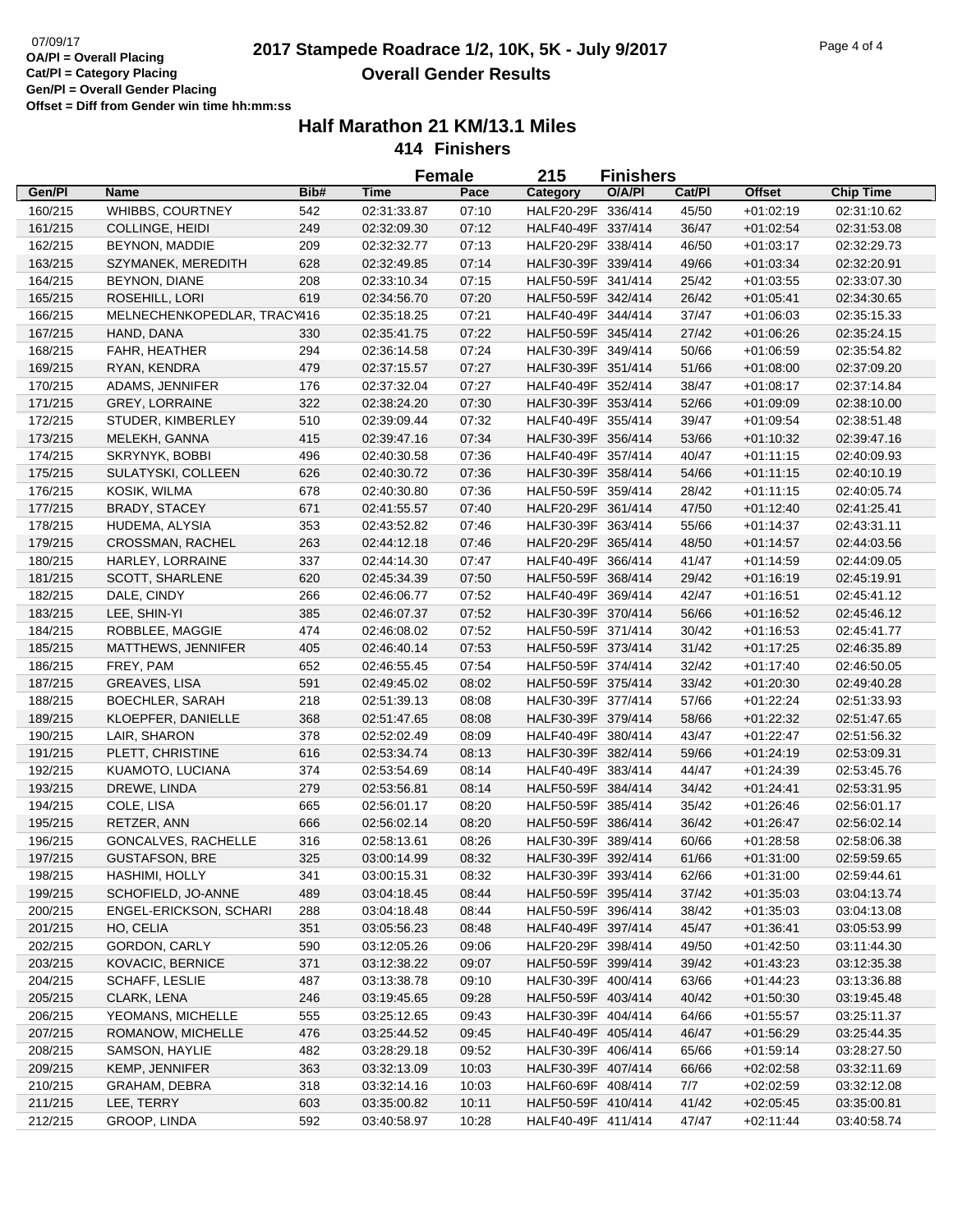07/09/17

**OA/Pl = Overall Placing**
**Cat/Pl = Category Placing**
**Gen/Pl = Overall Gender Placing**
**Offset = Diff from Gender win time hh:mm:ss**

# 2017 Stampede Roadrace 1/2, 10K, 5K - July 9/2017

## Overall Gender Results

### Half Marathon 21 KM/13.1 Miles

**414 Finishers**

**Female 215 Finishers**

| Gen/Pl | Name | Bib# | Time | Pace | Category | O/A/Pl | Cat/Pl | Offset | Chip Time |
|---|---|---|---|---|---|---|---|---|---|
| 160/215 | WHIBBS, COURTNEY | 542 | 02:31:33.87 | 07:10 | HALF20-29F | 336/414 | 45/50 | +01:02:19 | 02:31:10.62 |
| 161/215 | COLLINGE, HEIDI | 249 | 02:32:09.30 | 07:12 | HALF40-49F | 337/414 | 36/47 | +01:02:54 | 02:31:53.08 |
| 162/215 | BEYNON, MADDIE | 209 | 02:32:32.77 | 07:13 | HALF20-29F | 338/414 | 46/50 | +01:03:17 | 02:32:29.73 |
| 163/215 | SZYMANEK, MEREDITH | 628 | 02:32:49.85 | 07:14 | HALF30-39F | 339/414 | 49/66 | +01:03:34 | 02:32:20.91 |
| 164/215 | BEYNON, DIANE | 208 | 02:33:10.34 | 07:15 | HALF50-59F | 341/414 | 25/42 | +01:03:55 | 02:33:07.30 |
| 165/215 | ROSEHILL, LORI | 619 | 02:34:56.70 | 07:20 | HALF50-59F | 342/414 | 26/42 | +01:05:41 | 02:34:30.65 |
| 166/215 | MELNECHENKOPEDLAR, TRACY | 416 | 02:35:18.25 | 07:21 | HALF40-49F | 344/414 | 37/47 | +01:06:03 | 02:35:15.33 |
| 167/215 | HAND, DANA | 330 | 02:35:41.75 | 07:22 | HALF50-59F | 345/414 | 27/42 | +01:06:26 | 02:35:24.15 |
| 168/215 | FAHR, HEATHER | 294 | 02:36:14.58 | 07:24 | HALF30-39F | 349/414 | 50/66 | +01:06:59 | 02:35:54.82 |
| 169/215 | RYAN, KENDRA | 479 | 02:37:15.57 | 07:27 | HALF30-39F | 351/414 | 51/66 | +01:08:00 | 02:37:09.20 |
| 170/215 | ADAMS, JENNIFER | 176 | 02:37:32.04 | 07:27 | HALF40-49F | 352/414 | 38/47 | +01:08:17 | 02:37:14.84 |
| 171/215 | GREY, LORRAINE | 322 | 02:38:24.20 | 07:30 | HALF30-39F | 353/414 | 52/66 | +01:09:09 | 02:38:10.00 |
| 172/215 | STUDER, KIMBERLEY | 510 | 02:39:09.44 | 07:32 | HALF40-49F | 355/414 | 39/47 | +01:09:54 | 02:38:51.48 |
| 173/215 | MELEKH, GANNA | 415 | 02:39:47.16 | 07:34 | HALF30-39F | 356/414 | 53/66 | +01:10:32 | 02:39:47.16 |
| 174/215 | SKRYNYK, BOBBI | 496 | 02:40:30.58 | 07:36 | HALF40-49F | 357/414 | 40/47 | +01:11:15 | 02:40:09.93 |
| 175/215 | SULATYSKI, COLLEEN | 626 | 02:40:30.72 | 07:36 | HALF30-39F | 358/414 | 54/66 | +01:11:15 | 02:40:10.19 |
| 176/215 | KOSIK, WILMA | 678 | 02:40:30.80 | 07:36 | HALF50-59F | 359/414 | 28/42 | +01:11:15 | 02:40:05.74 |
| 177/215 | BRADY, STACEY | 671 | 02:41:55.57 | 07:40 | HALF20-29F | 361/414 | 47/50 | +01:12:40 | 02:41:25.41 |
| 178/215 | HUDEMA, ALYSIA | 353 | 02:43:52.82 | 07:46 | HALF30-39F | 363/414 | 55/66 | +01:14:37 | 02:43:31.11 |
| 179/215 | CROSSMAN, RACHEL | 263 | 02:44:12.18 | 07:46 | HALF20-29F | 365/414 | 48/50 | +01:14:57 | 02:44:03.56 |
| 180/215 | HARLEY, LORRAINE | 337 | 02:44:14.30 | 07:47 | HALF40-49F | 366/414 | 41/47 | +01:14:59 | 02:44:09.05 |
| 181/215 | SCOTT, SHARLENE | 620 | 02:45:34.39 | 07:50 | HALF50-59F | 368/414 | 29/42 | +01:16:19 | 02:45:19.91 |
| 182/215 | DALE, CINDY | 266 | 02:46:06.77 | 07:52 | HALF40-49F | 369/414 | 42/47 | +01:16:51 | 02:45:41.12 |
| 183/215 | LEE, SHIN-YI | 385 | 02:46:07.37 | 07:52 | HALF30-39F | 370/414 | 56/66 | +01:16:52 | 02:45:46.12 |
| 184/215 | ROBBLEE, MAGGIE | 474 | 02:46:08.02 | 07:52 | HALF50-59F | 371/414 | 30/42 | +01:16:53 | 02:45:41.77 |
| 185/215 | MATTHEWS, JENNIFER | 405 | 02:46:40.14 | 07:53 | HALF50-59F | 373/414 | 31/42 | +01:17:25 | 02:46:35.89 |
| 186/215 | FREY, PAM | 652 | 02:46:55.45 | 07:54 | HALF50-59F | 374/414 | 32/42 | +01:17:40 | 02:46:50.05 |
| 187/215 | GREAVES, LISA | 591 | 02:49:45.02 | 08:02 | HALF50-59F | 375/414 | 33/42 | +01:20:30 | 02:49:40.28 |
| 188/215 | BOECHLER, SARAH | 218 | 02:51:39.13 | 08:08 | HALF30-39F | 377/414 | 57/66 | +01:22:24 | 02:51:33.93 |
| 189/215 | KLOEPFER, DANIELLE | 368 | 02:51:47.65 | 08:08 | HALF30-39F | 379/414 | 58/66 | +01:22:32 | 02:51:47.65 |
| 190/215 | LAIR, SHARON | 378 | 02:52:02.49 | 08:09 | HALF40-49F | 380/414 | 43/47 | +01:22:47 | 02:51:56.32 |
| 191/215 | PLETT, CHRISTINE | 616 | 02:53:34.74 | 08:13 | HALF30-39F | 382/414 | 59/66 | +01:24:19 | 02:53:09.31 |
| 192/215 | KUAMOTO, LUCIANA | 374 | 02:53:54.69 | 08:14 | HALF40-49F | 383/414 | 44/47 | +01:24:39 | 02:53:45.76 |
| 193/215 | DREWE, LINDA | 279 | 02:53:56.81 | 08:14 | HALF50-59F | 384/414 | 34/42 | +01:24:41 | 02:53:31.95 |
| 194/215 | COLE, LISA | 665 | 02:56:01.17 | 08:20 | HALF50-59F | 385/414 | 35/42 | +01:26:46 | 02:56:01.17 |
| 195/215 | RETZER, ANN | 666 | 02:56:02.14 | 08:20 | HALF50-59F | 386/414 | 36/42 | +01:26:47 | 02:56:02.14 |
| 196/215 | GONCALVES, RACHELLE | 316 | 02:58:13.61 | 08:26 | HALF30-39F | 389/414 | 60/66 | +01:28:58 | 02:58:06.38 |
| 197/215 | GUSTAFSON, BRE | 325 | 03:00:14.99 | 08:32 | HALF30-39F | 392/414 | 61/66 | +01:31:00 | 02:59:59.65 |
| 198/215 | HASHIMI, HOLLY | 341 | 03:00:15.31 | 08:32 | HALF30-39F | 393/414 | 62/66 | +01:31:00 | 02:59:44.61 |
| 199/215 | SCHOFIELD, JO-ANNE | 489 | 03:04:18.45 | 08:44 | HALF50-59F | 395/414 | 37/42 | +01:35:03 | 03:04:13.74 |
| 200/215 | ENGEL-ERICKSON, SCHARI | 288 | 03:04:18.48 | 08:44 | HALF50-59F | 396/414 | 38/42 | +01:35:03 | 03:04:13.08 |
| 201/215 | HO, CELIA | 351 | 03:05:56.23 | 08:48 | HALF40-49F | 397/414 | 45/47 | +01:36:41 | 03:05:53.99 |
| 202/215 | GORDON, CARLY | 590 | 03:12:05.26 | 09:06 | HALF20-29F | 398/414 | 49/50 | +01:42:50 | 03:11:44.30 |
| 203/215 | KOVACIC, BERNICE | 371 | 03:12:38.22 | 09:07 | HALF50-59F | 399/414 | 39/42 | +01:43:23 | 03:12:35.38 |
| 204/215 | SCHAFF, LESLIE | 487 | 03:13:38.78 | 09:10 | HALF30-39F | 400/414 | 63/66 | +01:44:23 | 03:13:36.88 |
| 205/215 | CLARK, LENA | 246 | 03:19:45.65 | 09:28 | HALF50-59F | 403/414 | 40/42 | +01:50:30 | 03:19:45.48 |
| 206/215 | YEOMANS, MICHELLE | 555 | 03:25:12.65 | 09:43 | HALF30-39F | 404/414 | 64/66 | +01:55:57 | 03:25:11.37 |
| 207/215 | ROMANOW, MICHELLE | 476 | 03:25:44.52 | 09:45 | HALF40-49F | 405/414 | 46/47 | +01:56:29 | 03:25:44.35 |
| 208/215 | SAMSON, HAYLIE | 482 | 03:28:29.18 | 09:52 | HALF30-39F | 406/414 | 65/66 | +01:59:14 | 03:28:27.50 |
| 209/215 | KEMP, JENNIFER | 363 | 03:32:13.09 | 10:03 | HALF30-39F | 407/414 | 66/66 | +02:02:58 | 03:32:11.69 |
| 210/215 | GRAHAM, DEBRA | 318 | 03:32:14.16 | 10:03 | HALF60-69F | 408/414 | 7/7 | +02:02:59 | 03:32:12.08 |
| 211/215 | LEE, TERRY | 603 | 03:35:00.82 | 10:11 | HALF50-59F | 410/414 | 41/42 | +02:05:45 | 03:35:00.81 |
| 212/215 | GROOP, LINDA | 592 | 03:40:58.97 | 10:28 | HALF40-49F | 411/414 | 47/47 | +02:11:44 | 03:40:58.74 |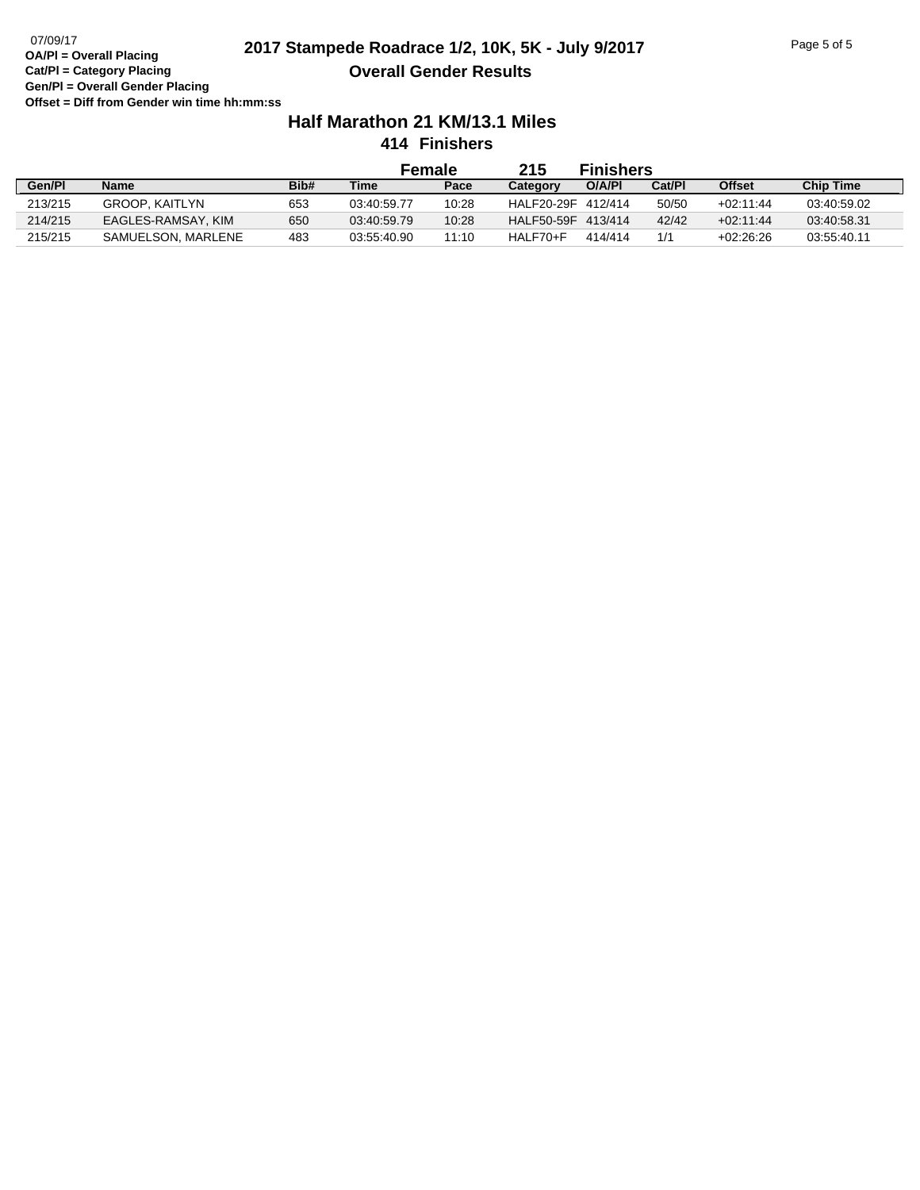07/09/17

**OA/Pl = Overall Placing**
**Cat/Pl = Category Placing**
**Gen/Pl = Overall Gender Placing**
**Offset = Diff from Gender win time hh:mm:ss**

# 2017 Stampede Roadrace 1/2, 10K, 5K - July 9/2017

## Overall Gender Results

### Half Marathon 21 KM/13.1 Miles

**414 Finishers**

**Female 215 Finishers**

| Gen/Pl | Name | Bib# | Time | Pace | Category | O/A/Pl | Cat/Pl | Offset | Chip Time |
|---|---|---|---|---|---|---|---|---|---|
| 213/215 | GROOP, KAITLYN | 653 | 03:40:59.77 | 10:28 | HALF20-29F | 412/414 | 50/50 | +02:11:44 | 03:40:59.02 |
| 214/215 | EAGLES-RAMSAY, KIM | 650 | 03:40:59.79 | 10:28 | HALF50-59F | 413/414 | 42/42 | +02:11:44 | 03:40:58.31 |
| 215/215 | SAMUELSON, MARLENE | 483 | 03:55:40.90 | 11:10 | HALF70+F | 414/414 | 1/1 | +02:26:26 | 03:55:40.11 |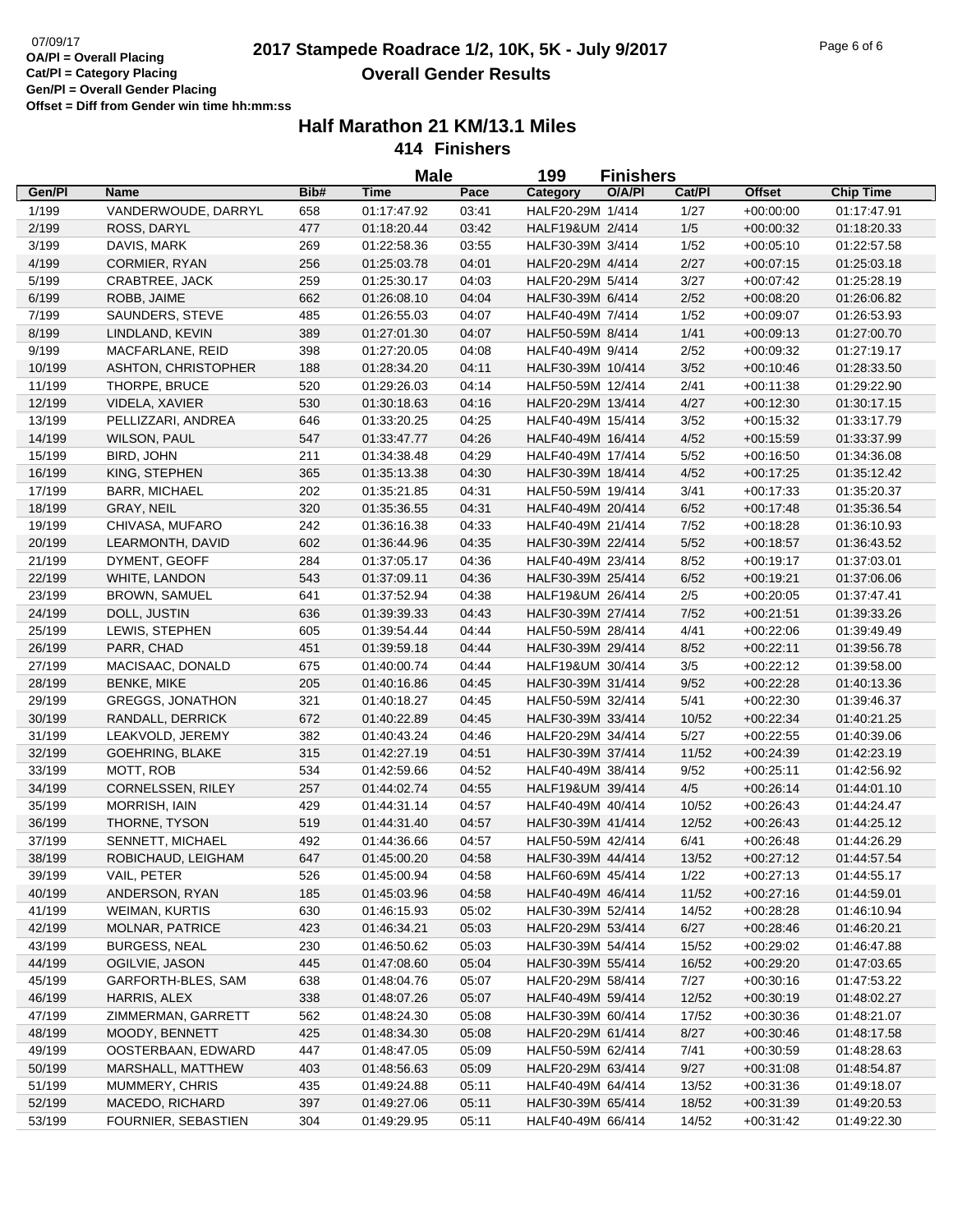**OA/Pl = Overall Placing**
**Cat/Pl = Category Placing**
**Gen/Pl = Overall Gender Placing**
**Offset = Diff from Gender win time hh:mm:ss**

# 2017 Stampede Roadrace 1/2, 10K, 5K - July 9/2017

## Overall Gender Results

### Half Marathon 21 KM/13.1 Miles

### 414 Finishers

**Male** — **199 Finishers**

| Gen/Pl | Name | Bib# | Time | Pace | Category | O/A/Pl | Cat/Pl | Offset | Chip Time |
|---|---|---|---|---|---|---|---|---|---|
| 1/199 | VANDERWOUDE, DARRYL | 658 | 01:17:47.92 | 03:41 | HALF20-29M | 1/414 | 1/27 | +00:00:00 | 01:17:47.91 |
| 2/199 | ROSS, DARYL | 477 | 01:18:20.44 | 03:42 | HALF19&UM | 2/414 | 1/5 | +00:00:32 | 01:18:20.33 |
| 3/199 | DAVIS, MARK | 269 | 01:22:58.36 | 03:55 | HALF30-39M | 3/414 | 1/52 | +00:05:10 | 01:22:57.58 |
| 4/199 | CORMIER, RYAN | 256 | 01:25:03.78 | 04:01 | HALF20-29M | 4/414 | 2/27 | +00:07:15 | 01:25:03.18 |
| 5/199 | CRABTREE, JACK | 259 | 01:25:30.17 | 04:03 | HALF20-29M | 5/414 | 3/27 | +00:07:42 | 01:25:28.19 |
| 6/199 | ROBB, JAIME | 662 | 01:26:08.10 | 04:04 | HALF30-39M | 6/414 | 2/52 | +00:08:20 | 01:26:06.82 |
| 7/199 | SAUNDERS, STEVE | 485 | 01:26:55.03 | 04:07 | HALF40-49M | 7/414 | 1/52 | +00:09:07 | 01:26:53.93 |
| 8/199 | LINDLAND, KEVIN | 389 | 01:27:01.30 | 04:07 | HALF50-59M | 8/414 | 1/41 | +00:09:13 | 01:27:00.70 |
| 9/199 | MACFARLANE, REID | 398 | 01:27:20.05 | 04:08 | HALF40-49M | 9/414 | 2/52 | +00:09:32 | 01:27:19.17 |
| 10/199 | ASHTON, CHRISTOPHER | 188 | 01:28:34.20 | 04:11 | HALF30-39M | 10/414 | 3/52 | +00:10:46 | 01:28:33.50 |
| 11/199 | THORPE, BRUCE | 520 | 01:29:26.03 | 04:14 | HALF50-59M | 12/414 | 2/41 | +00:11:38 | 01:29:22.90 |
| 12/199 | VIDELA, XAVIER | 530 | 01:30:18.63 | 04:16 | HALF20-29M | 13/414 | 4/27 | +00:12:30 | 01:30:17.15 |
| 13/199 | PELLIZZARI, ANDREA | 646 | 01:33:20.25 | 04:25 | HALF40-49M | 15/414 | 3/52 | +00:15:32 | 01:33:17.79 |
| 14/199 | WILSON, PAUL | 547 | 01:33:47.77 | 04:26 | HALF40-49M | 16/414 | 4/52 | +00:15:59 | 01:33:37.99 |
| 15/199 | BIRD, JOHN | 211 | 01:34:38.48 | 04:29 | HALF40-49M | 17/414 | 5/52 | +00:16:50 | 01:34:36.08 |
| 16/199 | KING, STEPHEN | 365 | 01:35:13.38 | 04:30 | HALF30-39M | 18/414 | 4/52 | +00:17:25 | 01:35:12.42 |
| 17/199 | BARR, MICHAEL | 202 | 01:35:21.85 | 04:31 | HALF50-59M | 19/414 | 3/41 | +00:17:33 | 01:35:20.37 |
| 18/199 | GRAY, NEIL | 320 | 01:35:36.55 | 04:31 | HALF40-49M | 20/414 | 6/52 | +00:17:48 | 01:35:36.54 |
| 19/199 | CHIVASA, MUFARO | 242 | 01:36:16.38 | 04:33 | HALF40-49M | 21/414 | 7/52 | +00:18:28 | 01:36:10.93 |
| 20/199 | LEARMONTH, DAVID | 602 | 01:36:44.96 | 04:35 | HALF30-39M | 22/414 | 5/52 | +00:18:57 | 01:36:43.52 |
| 21/199 | DYMENT, GEOFF | 284 | 01:37:05.17 | 04:36 | HALF40-49M | 23/414 | 8/52 | +00:19:17 | 01:37:03.01 |
| 22/199 | WHITE, LANDON | 543 | 01:37:09.11 | 04:36 | HALF30-39M | 25/414 | 6/52 | +00:19:21 | 01:37:06.06 |
| 23/199 | BROWN, SAMUEL | 641 | 01:37:52.94 | 04:38 | HALF19&UM | 26/414 | 2/5 | +00:20:05 | 01:37:47.41 |
| 24/199 | DOLL, JUSTIN | 636 | 01:39:39.33 | 04:43 | HALF30-39M | 27/414 | 7/52 | +00:21:51 | 01:39:33.26 |
| 25/199 | LEWIS, STEPHEN | 605 | 01:39:54.44 | 04:44 | HALF50-59M | 28/414 | 4/41 | +00:22:06 | 01:39:49.49 |
| 26/199 | PARR, CHAD | 451 | 01:39:59.18 | 04:44 | HALF30-39M | 29/414 | 8/52 | +00:22:11 | 01:39:56.78 |
| 27/199 | MACISAAC, DONALD | 675 | 01:40:00.74 | 04:44 | HALF19&UM | 30/414 | 3/5 | +00:22:12 | 01:39:58.00 |
| 28/199 | BENKE, MIKE | 205 | 01:40:16.86 | 04:45 | HALF30-39M | 31/414 | 9/52 | +00:22:28 | 01:40:13.36 |
| 29/199 | GREGGS, JONATHON | 321 | 01:40:18.27 | 04:45 | HALF50-59M | 32/414 | 5/41 | +00:22:30 | 01:39:46.37 |
| 30/199 | RANDALL, DERRICK | 672 | 01:40:22.89 | 04:45 | HALF30-39M | 33/414 | 10/52 | +00:22:34 | 01:40:21.25 |
| 31/199 | LEAKVOLD, JEREMY | 382 | 01:40:43.24 | 04:46 | HALF20-29M | 34/414 | 5/27 | +00:22:55 | 01:40:39.06 |
| 32/199 | GOEHRING, BLAKE | 315 | 01:42:27.19 | 04:51 | HALF30-39M | 37/414 | 11/52 | +00:24:39 | 01:42:23.19 |
| 33/199 | MOTT, ROB | 534 | 01:42:59.66 | 04:52 | HALF40-49M | 38/414 | 9/52 | +00:25:11 | 01:42:56.92 |
| 34/199 | CORNELSSEN, RILEY | 257 | 01:44:02.74 | 04:55 | HALF19&UM | 39/414 | 4/5 | +00:26:14 | 01:44:01.10 |
| 35/199 | MORRISH, IAIN | 429 | 01:44:31.14 | 04:57 | HALF40-49M | 40/414 | 10/52 | +00:26:43 | 01:44:24.47 |
| 36/199 | THORNE, TYSON | 519 | 01:44:31.40 | 04:57 | HALF30-39M | 41/414 | 12/52 | +00:26:43 | 01:44:25.12 |
| 37/199 | SENNETT, MICHAEL | 492 | 01:44:36.66 | 04:57 | HALF50-59M | 42/414 | 6/41 | +00:26:48 | 01:44:26.29 |
| 38/199 | ROBICHAUD, LEIGHAM | 647 | 01:45:00.20 | 04:58 | HALF30-39M | 44/414 | 13/52 | +00:27:12 | 01:44:57.54 |
| 39/199 | VAIL, PETER | 526 | 01:45:00.94 | 04:58 | HALF60-69M | 45/414 | 1/22 | +00:27:13 | 01:44:55.17 |
| 40/199 | ANDERSON, RYAN | 185 | 01:45:03.96 | 04:58 | HALF40-49M | 46/414 | 11/52 | +00:27:16 | 01:44:59.01 |
| 41/199 | WEIMAN, KURTIS | 630 | 01:46:15.93 | 05:02 | HALF30-39M | 52/414 | 14/52 | +00:28:28 | 01:46:10.94 |
| 42/199 | MOLNAR, PATRICE | 423 | 01:46:34.21 | 05:03 | HALF20-29M | 53/414 | 6/27 | +00:28:46 | 01:46:20.21 |
| 43/199 | BURGESS, NEAL | 230 | 01:46:50.62 | 05:03 | HALF30-39M | 54/414 | 15/52 | +00:29:02 | 01:46:47.88 |
| 44/199 | OGILVIE, JASON | 445 | 01:47:08.60 | 05:04 | HALF30-39M | 55/414 | 16/52 | +00:29:20 | 01:47:03.65 |
| 45/199 | GARFORTH-BLES, SAM | 638 | 01:48:04.76 | 05:07 | HALF20-29M | 58/414 | 7/27 | +00:30:16 | 01:47:53.22 |
| 46/199 | HARRIS, ALEX | 338 | 01:48:07.26 | 05:07 | HALF40-49M | 59/414 | 12/52 | +00:30:19 | 01:48:02.27 |
| 47/199 | ZIMMERMAN, GARRETT | 562 | 01:48:24.30 | 05:08 | HALF30-39M | 60/414 | 17/52 | +00:30:36 | 01:48:21.07 |
| 48/199 | MOODY, BENNETT | 425 | 01:48:34.30 | 05:08 | HALF20-29M | 61/414 | 8/27 | +00:30:46 | 01:48:17.58 |
| 49/199 | OOSTERBAAN, EDWARD | 447 | 01:48:47.05 | 05:09 | HALF50-59M | 62/414 | 7/41 | +00:30:59 | 01:48:28.63 |
| 50/199 | MARSHALL, MATTHEW | 403 | 01:48:56.63 | 05:09 | HALF20-29M | 63/414 | 9/27 | +00:31:08 | 01:48:54.87 |
| 51/199 | MUMMERY, CHRIS | 435 | 01:49:24.88 | 05:11 | HALF40-49M | 64/414 | 13/52 | +00:31:36 | 01:49:18.07 |
| 52/199 | MACEDO, RICHARD | 397 | 01:49:27.06 | 05:11 | HALF30-39M | 65/414 | 18/52 | +00:31:39 | 01:49:20.53 |
| 53/199 | FOURNIER, SEBASTIEN | 304 | 01:49:29.95 | 05:11 | HALF40-49M | 66/414 | 14/52 | +00:31:42 | 01:49:22.30 |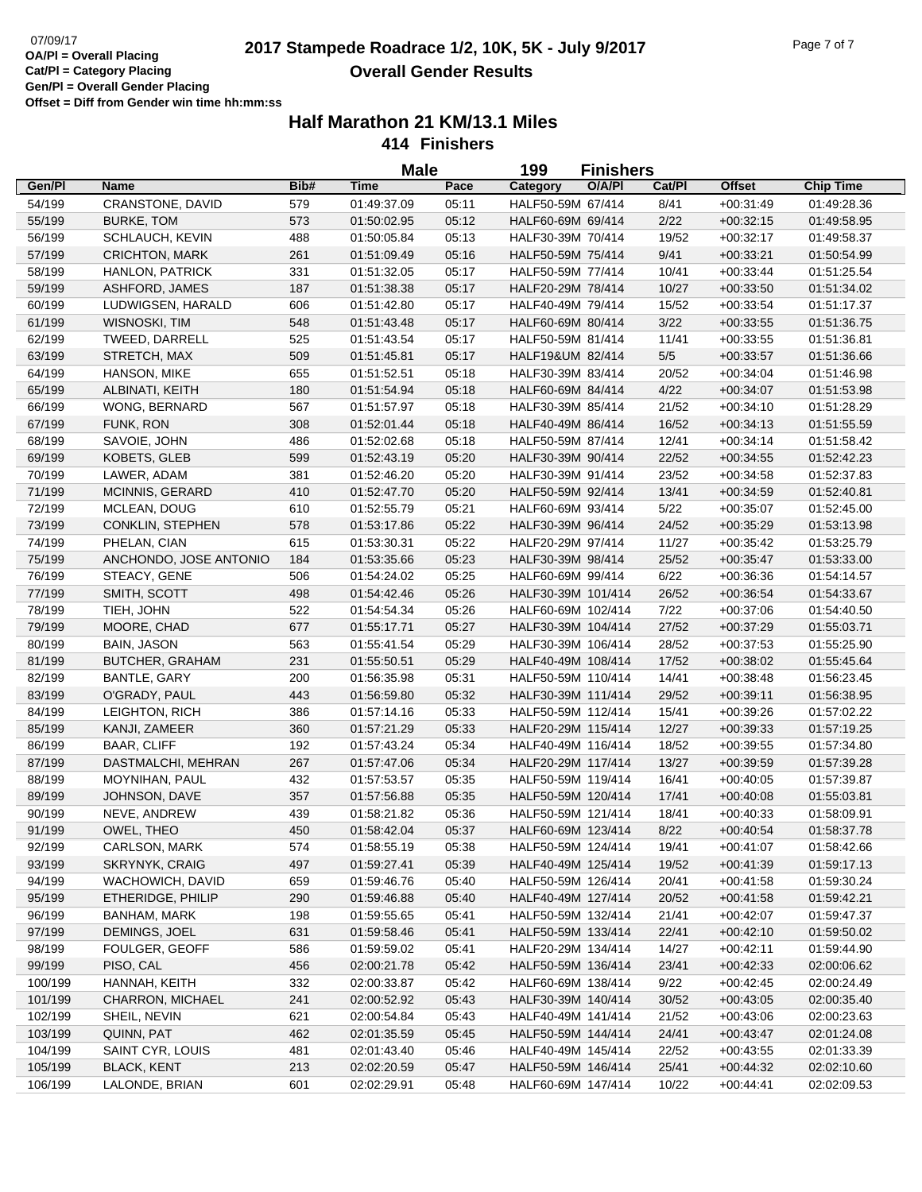07/09/17

**OA/Pl = Overall Placing**
**Cat/Pl = Category Placing**
**Gen/Pl = Overall Gender Placing**
**Offset = Diff from Gender win time hh:mm:ss**

# 2017 Stampede Roadrace 1/2, 10K, 5K - July 9/2017
## Overall Gender Results

### Half Marathon 21 KM/13.1 Miles
### 414 Finishers

**Male** 199 **Finishers**

| Gen/Pl | Name | Bib# | Time | Pace | Category | O/A/Pl | Cat/Pl | Offset | Chip Time |
|---|---|---|---|---|---|---|---|---|---|
| 54/199 | CRANSTONE, DAVID | 579 | 01:49:37.09 | 05:11 | HALF50-59M | 67/414 | 8/41 | +00:31:49 | 01:49:28.36 |
| 55/199 | BURKE, TOM | 573 | 01:50:02.95 | 05:12 | HALF60-69M | 69/414 | 2/22 | +00:32:15 | 01:49:58.95 |
| 56/199 | SCHLAUCH, KEVIN | 488 | 01:50:05.84 | 05:13 | HALF30-39M | 70/414 | 19/52 | +00:32:17 | 01:49:58.37 |
| 57/199 | CRICHTON, MARK | 261 | 01:51:09.49 | 05:16 | HALF50-59M | 75/414 | 9/41 | +00:33:21 | 01:50:54.99 |
| 58/199 | HANLON, PATRICK | 331 | 01:51:32.05 | 05:17 | HALF50-59M | 77/414 | 10/41 | +00:33:44 | 01:51:25.54 |
| 59/199 | ASHFORD, JAMES | 187 | 01:51:38.38 | 05:17 | HALF20-29M | 78/414 | 10/27 | +00:33:50 | 01:51:34.02 |
| 60/199 | LUDWIGSEN, HARALD | 606 | 01:51:42.80 | 05:17 | HALF40-49M | 79/414 | 15/52 | +00:33:54 | 01:51:17.37 |
| 61/199 | WISNOSKI, TIM | 548 | 01:51:43.48 | 05:17 | HALF60-69M | 80/414 | 3/22 | +00:33:55 | 01:51:36.75 |
| 62/199 | TWEED, DARRELL | 525 | 01:51:43.54 | 05:17 | HALF50-59M | 81/414 | 11/41 | +00:33:55 | 01:51:36.81 |
| 63/199 | STRETCH, MAX | 509 | 01:51:45.81 | 05:17 | HALF19&UM | 82/414 | 5/5 | +00:33:57 | 01:51:36.66 |
| 64/199 | HANSON, MIKE | 655 | 01:51:52.51 | 05:18 | HALF30-39M | 83/414 | 20/52 | +00:34:04 | 01:51:46.98 |
| 65/199 | ALBINATI, KEITH | 180 | 01:51:54.94 | 05:18 | HALF60-69M | 84/414 | 4/22 | +00:34:07 | 01:51:53.98 |
| 66/199 | WONG, BERNARD | 567 | 01:51:57.97 | 05:18 | HALF30-39M | 85/414 | 21/52 | +00:34:10 | 01:51:28.29 |
| 67/199 | FUNK, RON | 308 | 01:52:01.44 | 05:18 | HALF40-49M | 86/414 | 16/52 | +00:34:13 | 01:51:55.59 |
| 68/199 | SAVOIE, JOHN | 486 | 01:52:02.68 | 05:18 | HALF50-59M | 87/414 | 12/41 | +00:34:14 | 01:51:58.42 |
| 69/199 | KOBETS, GLEB | 599 | 01:52:43.19 | 05:20 | HALF30-39M | 90/414 | 22/52 | +00:34:55 | 01:52:42.23 |
| 70/199 | LAWER, ADAM | 381 | 01:52:46.20 | 05:20 | HALF30-39M | 91/414 | 23/52 | +00:34:58 | 01:52:37.83 |
| 71/199 | MCINNIS, GERARD | 410 | 01:52:47.70 | 05:20 | HALF50-59M | 92/414 | 13/41 | +00:34:59 | 01:52:40.81 |
| 72/199 | MCLEAN, DOUG | 610 | 01:52:55.79 | 05:21 | HALF60-69M | 93/414 | 5/22 | +00:35:07 | 01:52:45.00 |
| 73/199 | CONKLIN, STEPHEN | 578 | 01:53:17.86 | 05:22 | HALF30-39M | 96/414 | 24/52 | +00:35:29 | 01:53:13.98 |
| 74/199 | PHELAN, CIAN | 615 | 01:53:30.31 | 05:22 | HALF20-29M | 97/414 | 11/27 | +00:35:42 | 01:53:25.79 |
| 75/199 | ANCHONDO, JOSE ANTONIO | 184 | 01:53:35.66 | 05:23 | HALF30-39M | 98/414 | 25/52 | +00:35:47 | 01:53:33.00 |
| 76/199 | STEACY, GENE | 506 | 01:54:24.02 | 05:25 | HALF60-69M | 99/414 | 6/22 | +00:36:36 | 01:54:14.57 |
| 77/199 | SMITH, SCOTT | 498 | 01:54:42.46 | 05:26 | HALF30-39M | 101/414 | 26/52 | +00:36:54 | 01:54:33.67 |
| 78/199 | TIEH, JOHN | 522 | 01:54:54.34 | 05:26 | HALF60-69M | 102/414 | 7/22 | +00:37:06 | 01:54:40.50 |
| 79/199 | MOORE, CHAD | 677 | 01:55:17.71 | 05:27 | HALF30-39M | 104/414 | 27/52 | +00:37:29 | 01:55:03.71 |
| 80/199 | BAIN, JASON | 563 | 01:55:41.54 | 05:29 | HALF30-39M | 106/414 | 28/52 | +00:37:53 | 01:55:25.90 |
| 81/199 | BUTCHER, GRAHAM | 231 | 01:55:50.51 | 05:29 | HALF40-49M | 108/414 | 17/52 | +00:38:02 | 01:55:45.64 |
| 82/199 | BANTLE, GARY | 200 | 01:56:35.98 | 05:31 | HALF50-59M | 110/414 | 14/41 | +00:38:48 | 01:56:23.45 |
| 83/199 | O'GRADY, PAUL | 443 | 01:56:59.80 | 05:32 | HALF30-39M | 111/414 | 29/52 | +00:39:11 | 01:56:38.95 |
| 84/199 | LEIGHTON, RICH | 386 | 01:57:14.16 | 05:33 | HALF50-59M | 112/414 | 15/41 | +00:39:26 | 01:57:02.22 |
| 85/199 | KANJI, ZAMEER | 360 | 01:57:21.29 | 05:33 | HALF20-29M | 115/414 | 12/27 | +00:39:33 | 01:57:19.25 |
| 86/199 | BAAR, CLIFF | 192 | 01:57:43.24 | 05:34 | HALF40-49M | 116/414 | 18/52 | +00:39:55 | 01:57:34.80 |
| 87/199 | DASTMALCHI, MEHRAN | 267 | 01:57:47.06 | 05:34 | HALF20-29M | 117/414 | 13/27 | +00:39:59 | 01:57:39.28 |
| 88/199 | MOYNIHAN, PAUL | 432 | 01:57:53.57 | 05:35 | HALF50-59M | 119/414 | 16/41 | +00:40:05 | 01:57:39.87 |
| 89/199 | JOHNSON, DAVE | 357 | 01:57:56.88 | 05:35 | HALF50-59M | 120/414 | 17/41 | +00:40:08 | 01:55:03.81 |
| 90/199 | NEVE, ANDREW | 439 | 01:58:21.82 | 05:36 | HALF50-59M | 121/414 | 18/41 | +00:40:33 | 01:58:09.91 |
| 91/199 | OWEL, THEO | 450 | 01:58:42.04 | 05:37 | HALF60-69M | 123/414 | 8/22 | +00:40:54 | 01:58:37.78 |
| 92/199 | CARLSON, MARK | 574 | 01:58:55.19 | 05:38 | HALF50-59M | 124/414 | 19/41 | +00:41:07 | 01:58:42.66 |
| 93/199 | SKRYNYK, CRAIG | 497 | 01:59:27.41 | 05:39 | HALF40-49M | 125/414 | 19/52 | +00:41:39 | 01:59:17.13 |
| 94/199 | WACHOWICH, DAVID | 659 | 01:59:46.76 | 05:40 | HALF50-59M | 126/414 | 20/41 | +00:41:58 | 01:59:30.24 |
| 95/199 | ETHERIDGE, PHILIP | 290 | 01:59:46.88 | 05:40 | HALF40-49M | 127/414 | 20/52 | +00:41:58 | 01:59:42.21 |
| 96/199 | BANHAM, MARK | 198 | 01:59:55.65 | 05:41 | HALF50-59M | 132/414 | 21/41 | +00:42:07 | 01:59:47.37 |
| 97/199 | DEMINGS, JOEL | 631 | 01:59:58.46 | 05:41 | HALF50-59M | 133/414 | 22/41 | +00:42:10 | 01:59:50.02 |
| 98/199 | FOULGER, GEOFF | 586 | 01:59:59.02 | 05:41 | HALF20-29M | 134/414 | 14/27 | +00:42:11 | 01:59:44.90 |
| 99/199 | PISO, CAL | 456 | 02:00:21.78 | 05:42 | HALF50-59M | 136/414 | 23/41 | +00:42:33 | 02:00:06.62 |
| 100/199 | HANNAH, KEITH | 332 | 02:00:33.87 | 05:42 | HALF60-69M | 138/414 | 9/22 | +00:42:45 | 02:00:24.49 |
| 101/199 | CHARRON, MICHAEL | 241 | 02:00:52.92 | 05:43 | HALF30-39M | 140/414 | 30/52 | +00:43:05 | 02:00:35.40 |
| 102/199 | SHEIL, NEVIN | 621 | 02:00:54.84 | 05:43 | HALF40-49M | 141/414 | 21/52 | +00:43:06 | 02:00:23.63 |
| 103/199 | QUINN, PAT | 462 | 02:01:35.59 | 05:45 | HALF50-59M | 144/414 | 24/41 | +00:43:47 | 02:01:24.08 |
| 104/199 | SAINT CYR, LOUIS | 481 | 02:01:43.40 | 05:46 | HALF40-49M | 145/414 | 22/52 | +00:43:55 | 02:01:33.39 |
| 105/199 | BLACK, KENT | 213 | 02:02:20.59 | 05:47 | HALF50-59M | 146/414 | 25/41 | +00:44:32 | 02:02:10.60 |
| 106/199 | LALONDE, BRIAN | 601 | 02:02:29.91 | 05:48 | HALF60-69M | 147/414 | 10/22 | +00:44:41 | 02:02:09.53 |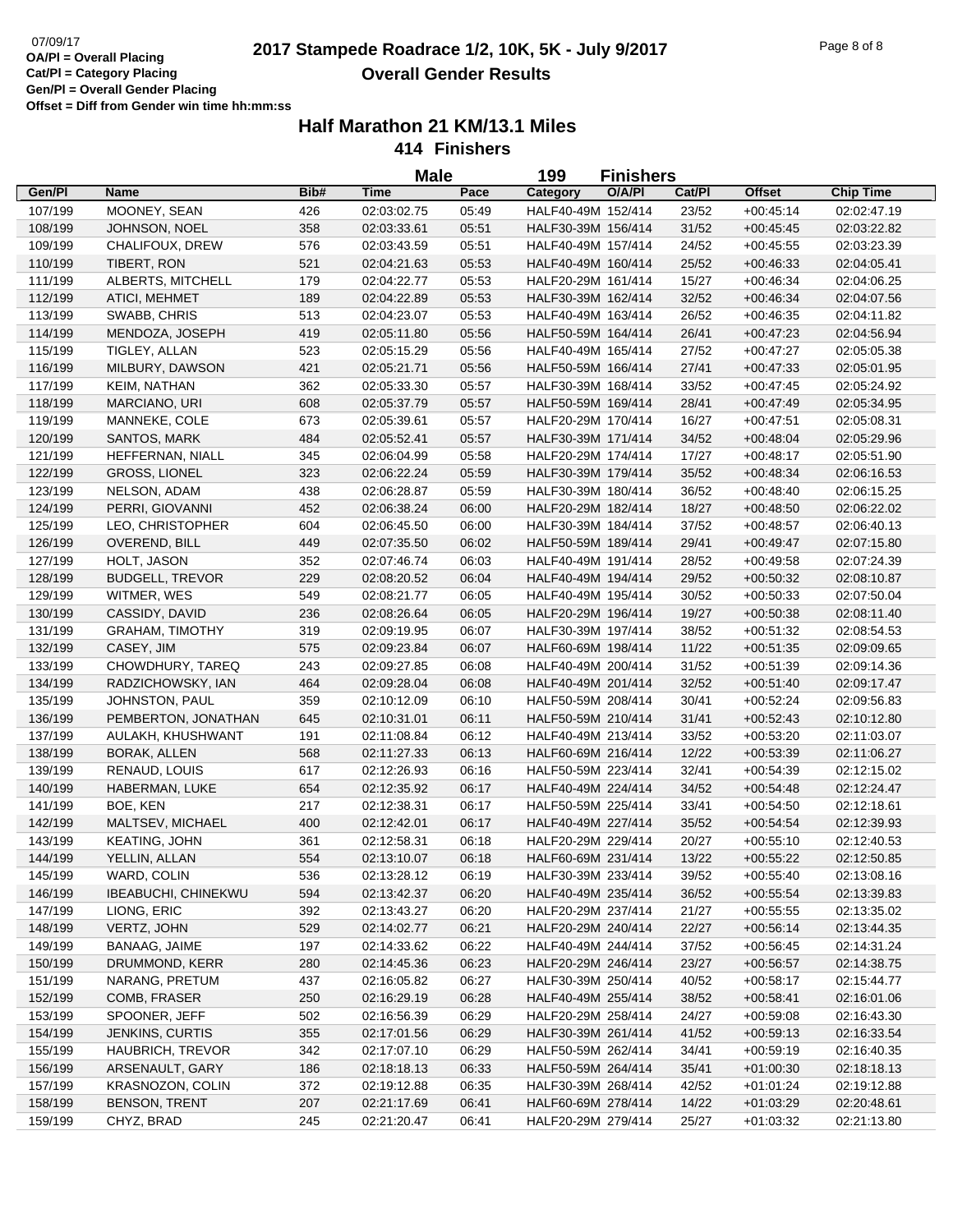07/09/17
**OA/Pl = Overall Placing**
**Cat/Pl = Category Placing**
**Gen/Pl = Overall Gender Placing**
**Offset = Diff from Gender win time hh:mm:ss**

# 2017 Stampede Roadrace 1/2, 10K, 5K - July 9/2017
## Overall Gender Results

## Half Marathon 21 KM/13.1 Miles
### 414 Finishers

**Male** 199 **Finishers**

| Gen/Pl | Name | Bib# | Time | Pace | Category | O/A/Pl | Cat/Pl | Offset | Chip Time |
|---|---|---|---|---|---|---|---|---|---|
| 107/199 | MOONEY, SEAN | 426 | 02:03:02.75 | 05:49 | HALF40-49M | 152/414 | 23/52 | +00:45:14 | 02:02:47.19 |
| 108/199 | JOHNSON, NOEL | 358 | 02:03:33.61 | 05:51 | HALF30-39M | 156/414 | 31/52 | +00:45:45 | 02:03:22.82 |
| 109/199 | CHALIFOUX, DREW | 576 | 02:03:43.59 | 05:51 | HALF40-49M | 157/414 | 24/52 | +00:45:55 | 02:03:23.39 |
| 110/199 | TIBERT, RON | 521 | 02:04:21.63 | 05:53 | HALF40-49M | 160/414 | 25/52 | +00:46:33 | 02:04:05.41 |
| 111/199 | ALBERTS, MITCHELL | 179 | 02:04:22.77 | 05:53 | HALF20-29M | 161/414 | 15/27 | +00:46:34 | 02:04:06.25 |
| 112/199 | ATICI, MEHMET | 189 | 02:04:22.89 | 05:53 | HALF30-39M | 162/414 | 32/52 | +00:46:34 | 02:04:07.56 |
| 113/199 | SWABB, CHRIS | 513 | 02:04:23.07 | 05:53 | HALF40-49M | 163/414 | 26/52 | +00:46:35 | 02:04:11.82 |
| 114/199 | MENDOZA, JOSEPH | 419 | 02:05:11.80 | 05:56 | HALF50-59M | 164/414 | 26/41 | +00:47:23 | 02:04:56.94 |
| 115/199 | TIGLEY, ALLAN | 523 | 02:05:15.29 | 05:56 | HALF40-49M | 165/414 | 27/52 | +00:47:27 | 02:05:05.38 |
| 116/199 | MILBURY, DAWSON | 421 | 02:05:21.71 | 05:56 | HALF50-59M | 166/414 | 27/41 | +00:47:33 | 02:05:01.95 |
| 117/199 | KEIM, NATHAN | 362 | 02:05:33.30 | 05:57 | HALF30-39M | 168/414 | 33/52 | +00:47:45 | 02:05:24.92 |
| 118/199 | MARCIANO, URI | 608 | 02:05:37.79 | 05:57 | HALF50-59M | 169/414 | 28/41 | +00:47:49 | 02:05:34.95 |
| 119/199 | MANNEKE, COLE | 673 | 02:05:39.61 | 05:57 | HALF20-29M | 170/414 | 16/27 | +00:47:51 | 02:05:08.31 |
| 120/199 | SANTOS, MARK | 484 | 02:05:52.41 | 05:57 | HALF30-39M | 171/414 | 34/52 | +00:48:04 | 02:05:29.96 |
| 121/199 | HEFFERNAN, NIALL | 345 | 02:06:04.99 | 05:58 | HALF20-29M | 174/414 | 17/27 | +00:48:17 | 02:05:51.90 |
| 122/199 | GROSS, LIONEL | 323 | 02:06:22.24 | 05:59 | HALF30-39M | 179/414 | 35/52 | +00:48:34 | 02:06:16.53 |
| 123/199 | NELSON, ADAM | 438 | 02:06:28.87 | 05:59 | HALF30-39M | 180/414 | 36/52 | +00:48:40 | 02:06:15.25 |
| 124/199 | PERRI, GIOVANNI | 452 | 02:06:38.24 | 06:00 | HALF20-29M | 182/414 | 18/27 | +00:48:50 | 02:06:22.02 |
| 125/199 | LEO, CHRISTOPHER | 604 | 02:06:45.50 | 06:00 | HALF30-39M | 184/414 | 37/52 | +00:48:57 | 02:06:40.13 |
| 126/199 | OVEREND, BILL | 449 | 02:07:35.50 | 06:02 | HALF50-59M | 189/414 | 29/41 | +00:49:47 | 02:07:15.80 |
| 127/199 | HOLT, JASON | 352 | 02:07:46.74 | 06:03 | HALF40-49M | 191/414 | 28/52 | +00:49:58 | 02:07:24.39 |
| 128/199 | BUDGELL, TREVOR | 229 | 02:08:20.52 | 06:04 | HALF40-49M | 194/414 | 29/52 | +00:50:32 | 02:08:10.87 |
| 129/199 | WITMER, WES | 549 | 02:08:21.77 | 06:05 | HALF40-49M | 195/414 | 30/52 | +00:50:33 | 02:07:50.04 |
| 130/199 | CASSIDY, DAVID | 236 | 02:08:26.64 | 06:05 | HALF20-29M | 196/414 | 19/27 | +00:50:38 | 02:08:11.40 |
| 131/199 | GRAHAM, TIMOTHY | 319 | 02:09:19.95 | 06:07 | HALF30-39M | 197/414 | 38/52 | +00:51:32 | 02:08:54.53 |
| 132/199 | CASEY, JIM | 575 | 02:09:23.84 | 06:07 | HALF60-69M | 198/414 | 11/22 | +00:51:35 | 02:09:09.65 |
| 133/199 | CHOWDHURY, TAREQ | 243 | 02:09:27.85 | 06:08 | HALF40-49M | 200/414 | 31/52 | +00:51:39 | 02:09:14.36 |
| 134/199 | RADZICHOWSKY, IAN | 464 | 02:09:28.04 | 06:08 | HALF40-49M | 201/414 | 32/52 | +00:51:40 | 02:09:17.47 |
| 135/199 | JOHNSTON, PAUL | 359 | 02:10:12.09 | 06:10 | HALF50-59M | 208/414 | 30/41 | +00:52:24 | 02:09:56.83 |
| 136/199 | PEMBERTON, JONATHAN | 645 | 02:10:31.01 | 06:11 | HALF50-59M | 210/414 | 31/41 | +00:52:43 | 02:10:12.80 |
| 137/199 | AULAKH, KHUSHWANT | 191 | 02:11:08.84 | 06:12 | HALF40-49M | 213/414 | 33/52 | +00:53:20 | 02:11:03.07 |
| 138/199 | BORAK, ALLEN | 568 | 02:11:27.33 | 06:13 | HALF60-69M | 216/414 | 12/22 | +00:53:39 | 02:11:06.27 |
| 139/199 | RENAUD, LOUIS | 617 | 02:12:26.93 | 06:16 | HALF50-59M | 223/414 | 32/41 | +00:54:39 | 02:12:15.02 |
| 140/199 | HABERMAN, LUKE | 654 | 02:12:35.92 | 06:17 | HALF40-49M | 224/414 | 34/52 | +00:54:48 | 02:12:24.47 |
| 141/199 | BOE, KEN | 217 | 02:12:38.31 | 06:17 | HALF50-59M | 225/414 | 33/41 | +00:54:50 | 02:12:18.61 |
| 142/199 | MALTSEV, MICHAEL | 400 | 02:12:42.01 | 06:17 | HALF40-49M | 227/414 | 35/52 | +00:54:54 | 02:12:39.93 |
| 143/199 | KEATING, JOHN | 361 | 02:12:58.31 | 06:18 | HALF20-29M | 229/414 | 20/27 | +00:55:10 | 02:12:40.53 |
| 144/199 | YELLIN, ALLAN | 554 | 02:13:10.07 | 06:18 | HALF60-69M | 231/414 | 13/22 | +00:55:22 | 02:12:50.85 |
| 145/199 | WARD, COLIN | 536 | 02:13:28.12 | 06:19 | HALF30-39M | 233/414 | 39/52 | +00:55:40 | 02:13:08.16 |
| 146/199 | IBEABUCHI, CHINEKWU | 594 | 02:13:42.37 | 06:20 | HALF40-49M | 235/414 | 36/52 | +00:55:54 | 02:13:39.83 |
| 147/199 | LIONG, ERIC | 392 | 02:13:43.27 | 06:20 | HALF20-29M | 237/414 | 21/27 | +00:55:55 | 02:13:35.02 |
| 148/199 | VERTZ, JOHN | 529 | 02:14:02.77 | 06:21 | HALF20-29M | 240/414 | 22/27 | +00:56:14 | 02:13:44.35 |
| 149/199 | BANAAG, JAIME | 197 | 02:14:33.62 | 06:22 | HALF40-49M | 244/414 | 37/52 | +00:56:45 | 02:14:31.24 |
| 150/199 | DRUMMOND, KERR | 280 | 02:14:45.36 | 06:23 | HALF20-29M | 246/414 | 23/27 | +00:56:57 | 02:14:38.75 |
| 151/199 | NARANG, PRETUM | 437 | 02:16:05.82 | 06:27 | HALF30-39M | 250/414 | 40/52 | +00:58:17 | 02:15:44.77 |
| 152/199 | COMB, FRASER | 250 | 02:16:29.19 | 06:28 | HALF40-49M | 255/414 | 38/52 | +00:58:41 | 02:16:01.06 |
| 153/199 | SPOONER, JEFF | 502 | 02:16:56.39 | 06:29 | HALF20-29M | 258/414 | 24/27 | +00:59:08 | 02:16:43.30 |
| 154/199 | JENKINS, CURTIS | 355 | 02:17:01.56 | 06:29 | HALF30-39M | 261/414 | 41/52 | +00:59:13 | 02:16:33.54 |
| 155/199 | HAUBRICH, TREVOR | 342 | 02:17:07.10 | 06:29 | HALF50-59M | 262/414 | 34/41 | +00:59:19 | 02:16:40.35 |
| 156/199 | ARSENAULT, GARY | 186 | 02:18:18.13 | 06:33 | HALF50-59M | 264/414 | 35/41 | +01:00:30 | 02:18:18.13 |
| 157/199 | KRASNOZON, COLIN | 372 | 02:19:12.88 | 06:35 | HALF30-39M | 268/414 | 42/52 | +01:01:24 | 02:19:12.88 |
| 158/199 | BENSON, TRENT | 207 | 02:21:17.69 | 06:41 | HALF60-69M | 278/414 | 14/22 | +01:03:29 | 02:20:48.61 |
| 159/199 | CHYZ, BRAD | 245 | 02:21:20.47 | 06:41 | HALF20-29M | 279/414 | 25/27 | +01:03:32 | 02:21:13.80 |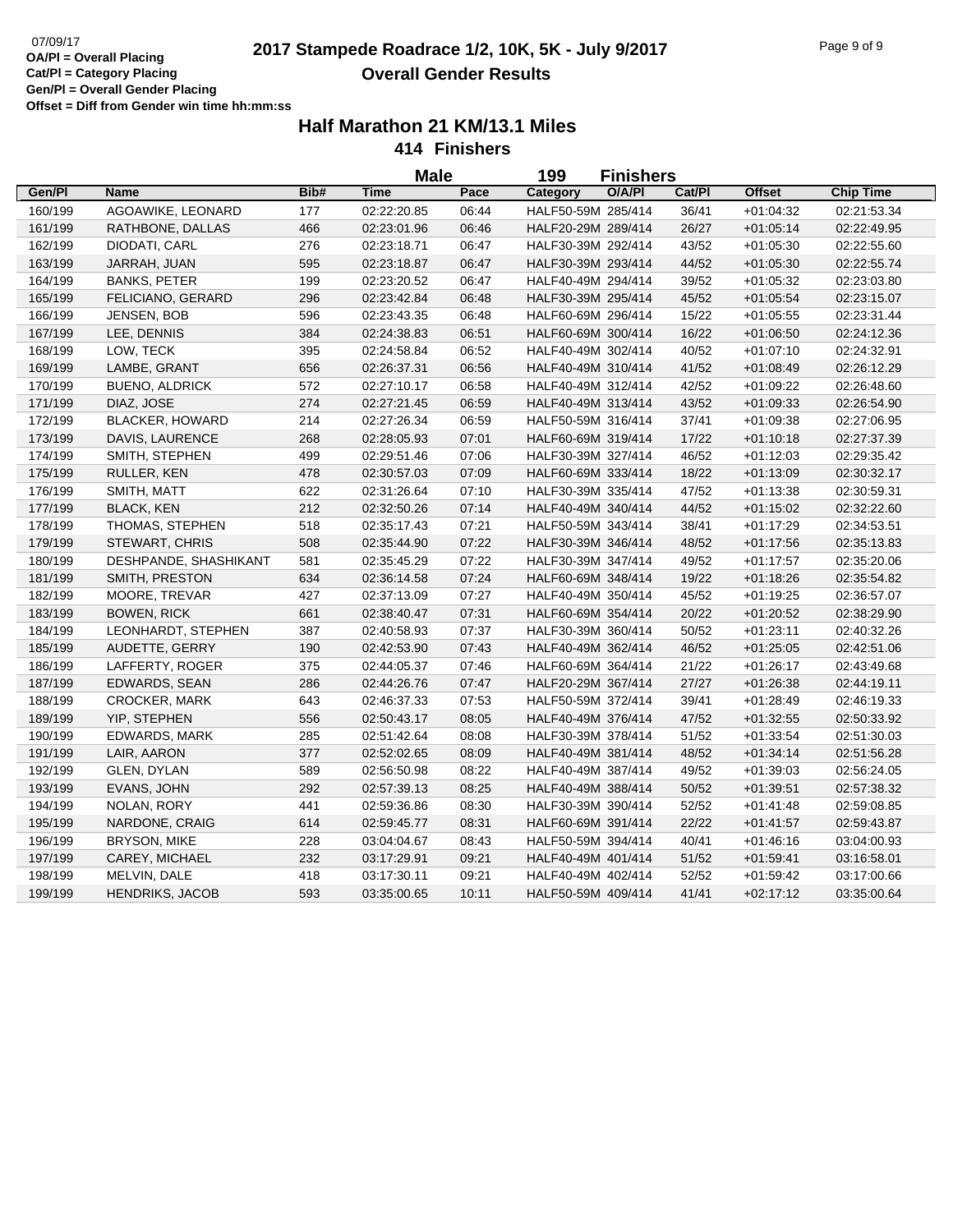07/09/17
**OA/Pl = Overall Placing**
**Cat/Pl = Category Placing**
**Gen/Pl = Overall Gender Placing**
**Offset = Diff from Gender win time hh:mm:ss**

# 2017 Stampede Roadrace 1/2, 10K, 5K - July 9/2017

## Overall Gender Results

### Half Marathon 21 KM/13.1 Miles

**414 Finishers**

**Male 199 Finishers**

| Gen/Pl | Name | Bib# | Time | Pace | Category | O/A/Pl | Cat/Pl | Offset | Chip Time |
|---|---|---|---|---|---|---|---|---|---|
| 160/199 | AGOAWIKE, LEONARD | 177 | 02:22:20.85 | 06:44 | HALF50-59M | 285/414 | 36/41 | +01:04:32 | 02:21:53.34 |
| 161/199 | RATHBONE, DALLAS | 466 | 02:23:01.96 | 06:46 | HALF20-29M | 289/414 | 26/27 | +01:05:14 | 02:22:49.95 |
| 162/199 | DIODATI, CARL | 276 | 02:23:18.71 | 06:47 | HALF30-39M | 292/414 | 43/52 | +01:05:30 | 02:22:55.60 |
| 163/199 | JARRAH, JUAN | 595 | 02:23:18.87 | 06:47 | HALF30-39M | 293/414 | 44/52 | +01:05:30 | 02:22:55.74 |
| 164/199 | BANKS, PETER | 199 | 02:23:20.52 | 06:47 | HALF40-49M | 294/414 | 39/52 | +01:05:32 | 02:23:03.80 |
| 165/199 | FELICIANO, GERARD | 296 | 02:23:42.84 | 06:48 | HALF30-39M | 295/414 | 45/52 | +01:05:54 | 02:23:15.07 |
| 166/199 | JENSEN, BOB | 596 | 02:23:43.35 | 06:48 | HALF60-69M | 296/414 | 15/22 | +01:05:55 | 02:23:31.44 |
| 167/199 | LEE, DENNIS | 384 | 02:24:38.83 | 06:51 | HALF60-69M | 300/414 | 16/22 | +01:06:50 | 02:24:12.36 |
| 168/199 | LOW, TECK | 395 | 02:24:58.84 | 06:52 | HALF40-49M | 302/414 | 40/52 | +01:07:10 | 02:24:32.91 |
| 169/199 | LAMBE, GRANT | 656 | 02:26:37.31 | 06:56 | HALF40-49M | 310/414 | 41/52 | +01:08:49 | 02:26:12.29 |
| 170/199 | BUENO, ALDRICK | 572 | 02:27:10.17 | 06:58 | HALF40-49M | 312/414 | 42/52 | +01:09:22 | 02:26:48.60 |
| 171/199 | DIAZ, JOSE | 274 | 02:27:21.45 | 06:59 | HALF40-49M | 313/414 | 43/52 | +01:09:33 | 02:26:54.90 |
| 172/199 | BLACKER, HOWARD | 214 | 02:27:26.34 | 06:59 | HALF50-59M | 316/414 | 37/41 | +01:09:38 | 02:27:06.95 |
| 173/199 | DAVIS, LAURENCE | 268 | 02:28:05.93 | 07:01 | HALF60-69M | 319/414 | 17/22 | +01:10:18 | 02:27:37.39 |
| 174/199 | SMITH, STEPHEN | 499 | 02:29:51.46 | 07:06 | HALF30-39M | 327/414 | 46/52 | +01:12:03 | 02:29:35.42 |
| 175/199 | RULLER, KEN | 478 | 02:30:57.03 | 07:09 | HALF60-69M | 333/414 | 18/22 | +01:13:09 | 02:30:32.17 |
| 176/199 | SMITH, MATT | 622 | 02:31:26.64 | 07:10 | HALF30-39M | 335/414 | 47/52 | +01:13:38 | 02:30:59.31 |
| 177/199 | BLACK, KEN | 212 | 02:32:50.26 | 07:14 | HALF40-49M | 340/414 | 44/52 | +01:15:02 | 02:32:22.60 |
| 178/199 | THOMAS, STEPHEN | 518 | 02:35:17.43 | 07:21 | HALF50-59M | 343/414 | 38/41 | +01:17:29 | 02:34:53.51 |
| 179/199 | STEWART, CHRIS | 508 | 02:35:44.90 | 07:22 | HALF30-39M | 346/414 | 48/52 | +01:17:56 | 02:35:13.83 |
| 180/199 | DESHPANDE, SHASHIKANT | 581 | 02:35:45.29 | 07:22 | HALF30-39M | 347/414 | 49/52 | +01:17:57 | 02:35:20.06 |
| 181/199 | SMITH, PRESTON | 634 | 02:36:14.58 | 07:24 | HALF60-69M | 348/414 | 19/22 | +01:18:26 | 02:35:54.82 |
| 182/199 | MOORE, TREVAR | 427 | 02:37:13.09 | 07:27 | HALF40-49M | 350/414 | 45/52 | +01:19:25 | 02:36:57.07 |
| 183/199 | BOWEN, RICK | 661 | 02:38:40.47 | 07:31 | HALF60-69M | 354/414 | 20/22 | +01:20:52 | 02:38:29.90 |
| 184/199 | LEONHARDT, STEPHEN | 387 | 02:40:58.93 | 07:37 | HALF30-39M | 360/414 | 50/52 | +01:23:11 | 02:40:32.26 |
| 185/199 | AUDETTE, GERRY | 190 | 02:42:53.90 | 07:43 | HALF40-49M | 362/414 | 46/52 | +01:25:05 | 02:42:51.06 |
| 186/199 | LAFFERTY, ROGER | 375 | 02:44:05.37 | 07:46 | HALF60-69M | 364/414 | 21/22 | +01:26:17 | 02:43:49.68 |
| 187/199 | EDWARDS, SEAN | 286 | 02:44:26.76 | 07:47 | HALF20-29M | 367/414 | 27/27 | +01:26:38 | 02:44:19.11 |
| 188/199 | CROCKER, MARK | 643 | 02:46:37.33 | 07:53 | HALF50-59M | 372/414 | 39/41 | +01:28:49 | 02:46:19.33 |
| 189/199 | YIP, STEPHEN | 556 | 02:50:43.17 | 08:05 | HALF40-49M | 376/414 | 47/52 | +01:32:55 | 02:50:33.92 |
| 190/199 | EDWARDS, MARK | 285 | 02:51:42.64 | 08:08 | HALF30-39M | 378/414 | 51/52 | +01:33:54 | 02:51:30.03 |
| 191/199 | LAIR, AARON | 377 | 02:52:02.65 | 08:09 | HALF40-49M | 381/414 | 48/52 | +01:34:14 | 02:51:56.28 |
| 192/199 | GLEN, DYLAN | 589 | 02:56:50.98 | 08:22 | HALF40-49M | 387/414 | 49/52 | +01:39:03 | 02:56:24.05 |
| 193/199 | EVANS, JOHN | 292 | 02:57:39.13 | 08:25 | HALF40-49M | 388/414 | 50/52 | +01:39:51 | 02:57:38.32 |
| 194/199 | NOLAN, RORY | 441 | 02:59:36.86 | 08:30 | HALF30-39M | 390/414 | 52/52 | +01:41:48 | 02:59:08.85 |
| 195/199 | NARDONE, CRAIG | 614 | 02:59:45.77 | 08:31 | HALF60-69M | 391/414 | 22/22 | +01:41:57 | 02:59:43.87 |
| 196/199 | BRYSON, MIKE | 228 | 03:04:04.67 | 08:43 | HALF50-59M | 394/414 | 40/41 | +01:46:16 | 03:04:00.93 |
| 197/199 | CAREY, MICHAEL | 232 | 03:17:29.91 | 09:21 | HALF40-49M | 401/414 | 51/52 | +01:59:41 | 03:16:58.01 |
| 198/199 | MELVIN, DALE | 418 | 03:17:30.11 | 09:21 | HALF40-49M | 402/414 | 52/52 | +01:59:42 | 03:17:00.66 |
| 199/199 | HENDRIKS, JACOB | 593 | 03:35:00.65 | 10:11 | HALF50-59M | 409/414 | 41/41 | +02:17:12 | 03:35:00.64 |